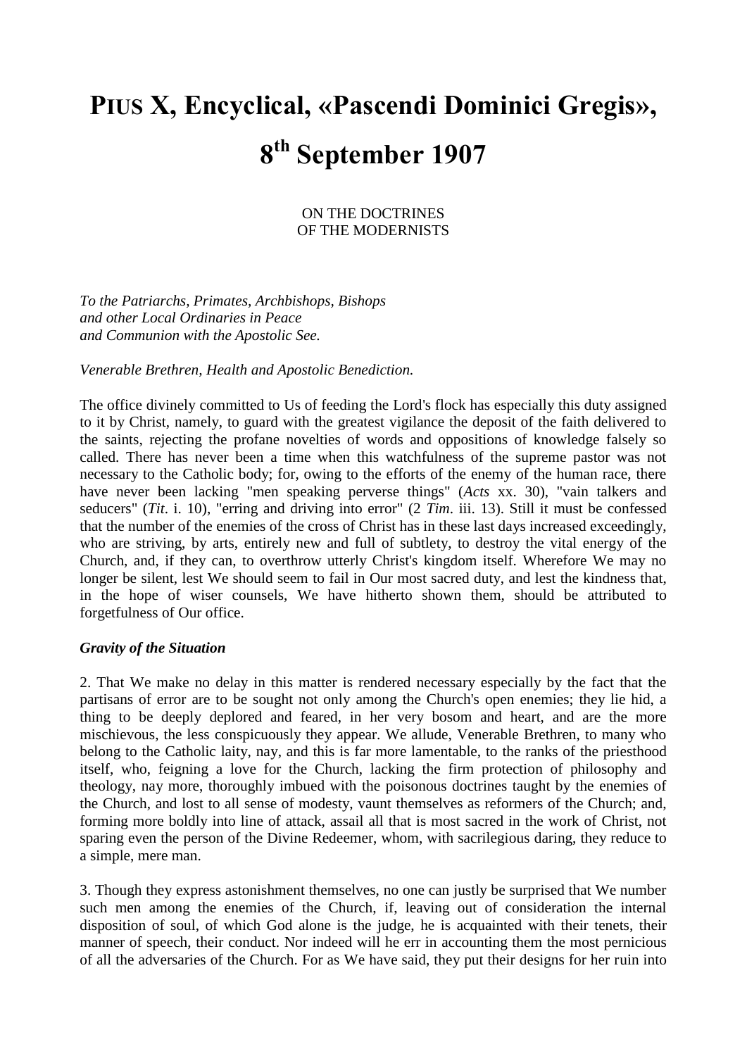# PIUS X, Encyclical, «Pascendi Dominici Gregis», 8th September 1907

ON THE DOCTRINES
OF THE MODERNISTS

*To the Patriarchs, Primates, Archbishops, Bishops and other Local Ordinaries in Peace and Communion with the Apostolic See.*

*Venerable Brethren, Health and Apostolic Benediction.*

The office divinely committed to Us of feeding the Lord's flock has especially this duty assigned to it by Christ, namely, to guard with the greatest vigilance the deposit of the faith delivered to the saints, rejecting the profane novelties of words and oppositions of knowledge falsely so called. There has never been a time when this watchfulness of the supreme pastor was not necessary to the Catholic body; for, owing to the efforts of the enemy of the human race, there have never been lacking "men speaking perverse things" (*Acts* xx. 30), "vain talkers and seducers" (*Tit*. i. 10), "erring and driving into error" (2 *Tim*. iii. 13). Still it must be confessed that the number of the enemies of the cross of Christ has in these last days increased exceedingly, who are striving, by arts, entirely new and full of subtlety, to destroy the vital energy of the Church, and, if they can, to overthrow utterly Christ's kingdom itself. Wherefore We may no longer be silent, lest We should seem to fail in Our most sacred duty, and lest the kindness that, in the hope of wiser counsels, We have hitherto shown them, should be attributed to forgetfulness of Our office.

***Gravity of the Situation***

2. That We make no delay in this matter is rendered necessary especially by the fact that the partisans of error are to be sought not only among the Church's open enemies; they lie hid, a thing to be deeply deplored and feared, in her very bosom and heart, and are the more mischievous, the less conspicuously they appear. We allude, Venerable Brethren, to many who belong to the Catholic laity, nay, and this is far more lamentable, to the ranks of the priesthood itself, who, feigning a love for the Church, lacking the firm protection of philosophy and theology, nay more, thoroughly imbued with the poisonous doctrines taught by the enemies of the Church, and lost to all sense of modesty, vaunt themselves as reformers of the Church; and, forming more boldly into line of attack, assail all that is most sacred in the work of Christ, not sparing even the person of the Divine Redeemer, whom, with sacrilegious daring, they reduce to a simple, mere man.

3. Though they express astonishment themselves, no one can justly be surprised that We number such men among the enemies of the Church, if, leaving out of consideration the internal disposition of soul, of which God alone is the judge, he is acquainted with their tenets, their manner of speech, their conduct. Nor indeed will he err in accounting them the most pernicious of all the adversaries of the Church. For as We have said, they put their designs for her ruin into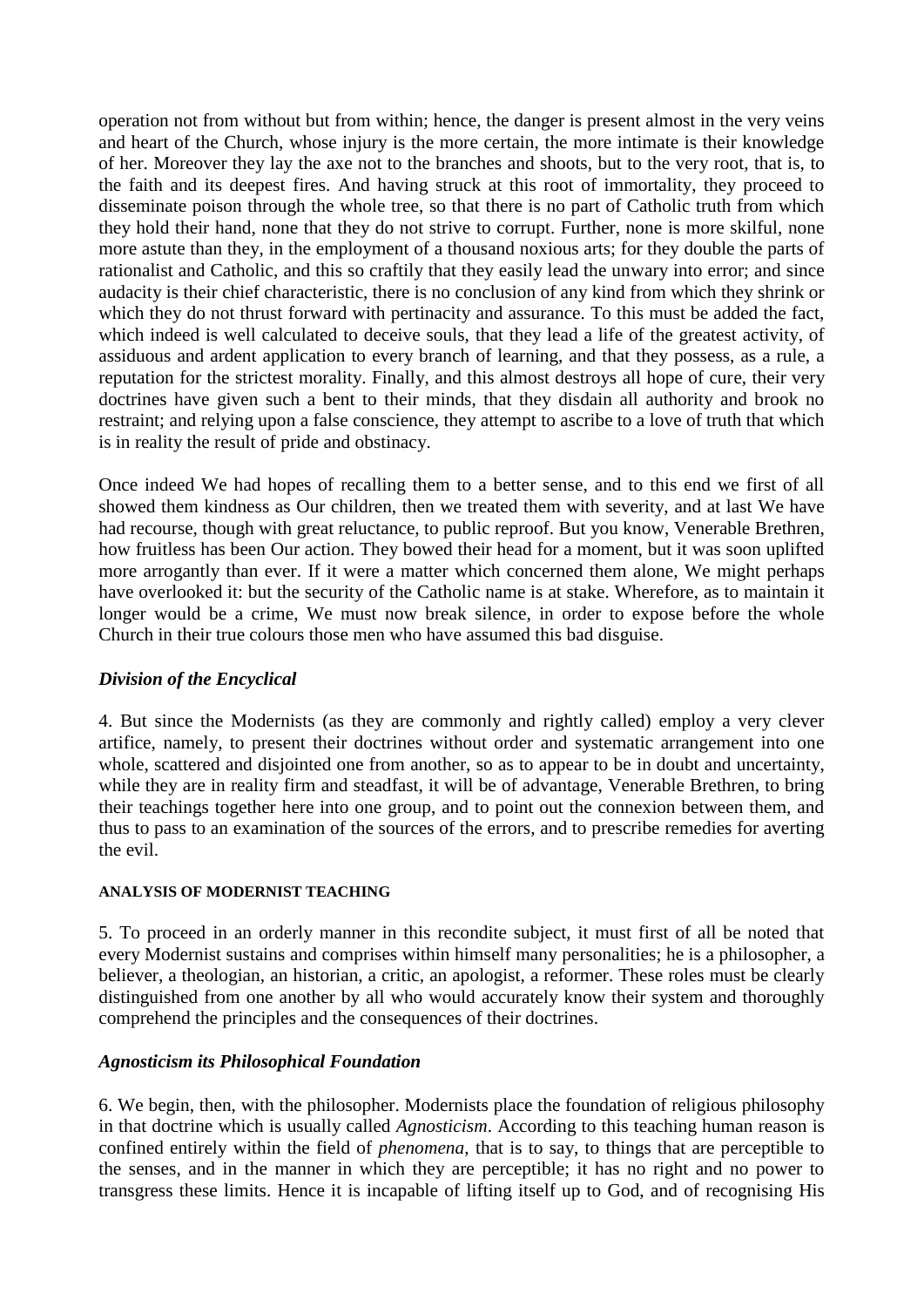operation not from without but from within; hence, the danger is present almost in the very veins and heart of the Church, whose injury is the more certain, the more intimate is their knowledge of her. Moreover they lay the axe not to the branches and shoots, but to the very root, that is, to the faith and its deepest fires. And having struck at this root of immortality, they proceed to disseminate poison through the whole tree, so that there is no part of Catholic truth from which they hold their hand, none that they do not strive to corrupt. Further, none is more skilful, none more astute than they, in the employment of a thousand noxious arts; for they double the parts of rationalist and Catholic, and this so craftily that they easily lead the unwary into error; and since audacity is their chief characteristic, there is no conclusion of any kind from which they shrink or which they do not thrust forward with pertinacity and assurance. To this must be added the fact, which indeed is well calculated to deceive souls, that they lead a life of the greatest activity, of assiduous and ardent application to every branch of learning, and that they possess, as a rule, a reputation for the strictest morality. Finally, and this almost destroys all hope of cure, their very doctrines have given such a bent to their minds, that they disdain all authority and brook no restraint; and relying upon a false conscience, they attempt to ascribe to a love of truth that which is in reality the result of pride and obstinacy.

Once indeed We had hopes of recalling them to a better sense, and to this end we first of all showed them kindness as Our children, then we treated them with severity, and at last We have had recourse, though with great reluctance, to public reproof. But you know, Venerable Brethren, how fruitless has been Our action. They bowed their head for a moment, but it was soon uplifted more arrogantly than ever. If it were a matter which concerned them alone, We might perhaps have overlooked it: but the security of the Catholic name is at stake. Wherefore, as to maintain it longer would be a crime, We must now break silence, in order to expose before the whole Church in their true colours those men who have assumed this bad disguise.

### *Division of the Encyclical*

4. But since the Modernists (as they are commonly and rightly called) employ a very clever artifice, namely, to present their doctrines without order and systematic arrangement into one whole, scattered and disjointed one from another, so as to appear to be in doubt and uncertainty, while they are in reality firm and steadfast, it will be of advantage, Venerable Brethren, to bring their teachings together here into one group, and to point out the connexion between them, and thus to pass to an examination of the sources of the errors, and to prescribe remedies for averting the evil.

## ANALYSIS OF MODERNIST TEACHING

5. To proceed in an orderly manner in this recondite subject, it must first of all be noted that every Modernist sustains and comprises within himself many personalities; he is a philosopher, a believer, a theologian, an historian, a critic, an apologist, a reformer. These roles must be clearly distinguished from one another by all who would accurately know their system and thoroughly comprehend the principles and the consequences of their doctrines.

### *Agnosticism its Philosophical Foundation*

6. We begin, then, with the philosopher. Modernists place the foundation of religious philosophy in that doctrine which is usually called *Agnosticism*. According to this teaching human reason is confined entirely within the field of *phenomena*, that is to say, to things that are perceptible to the senses, and in the manner in which they are perceptible; it has no right and no power to transgress these limits. Hence it is incapable of lifting itself up to God, and of recognising His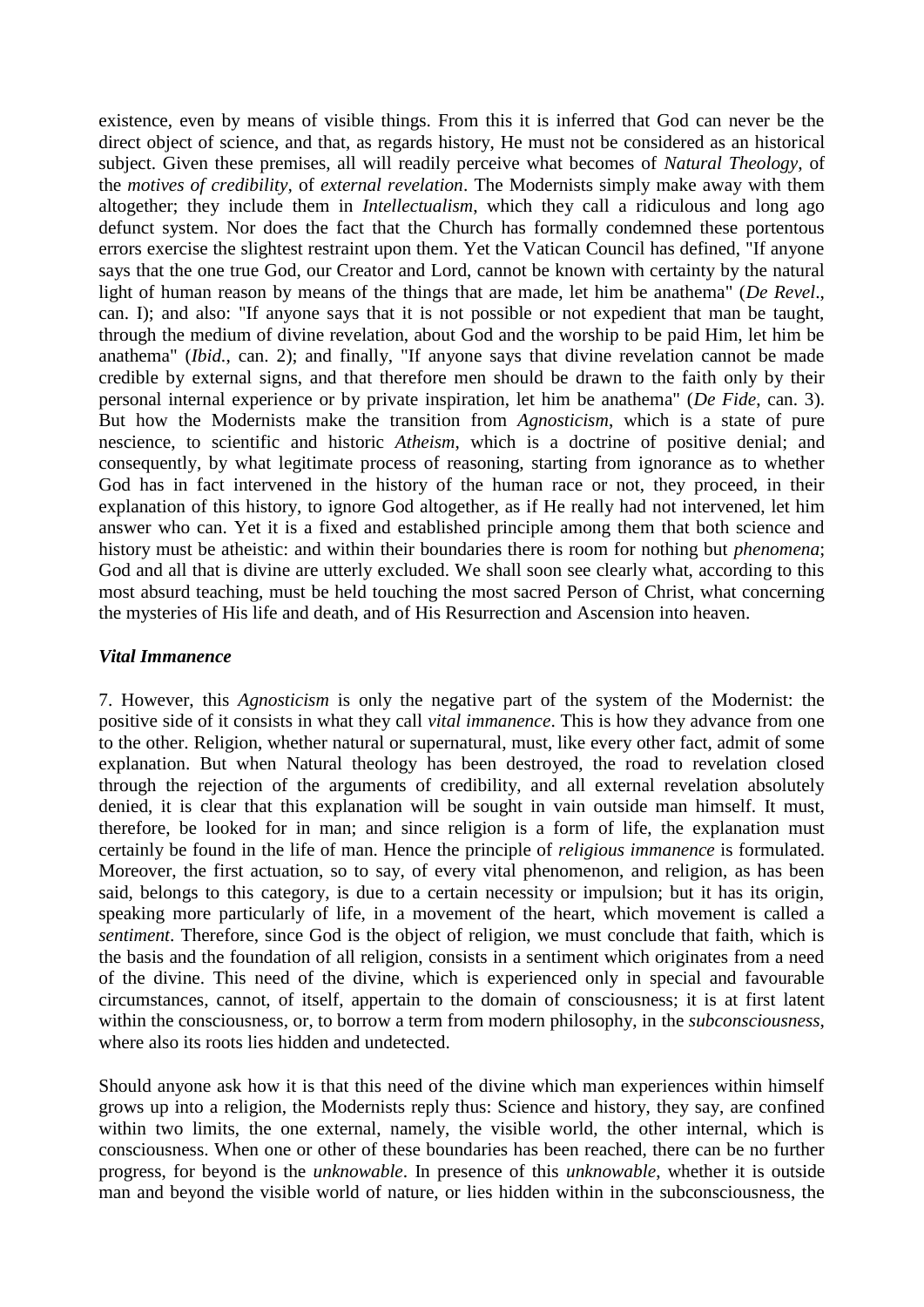existence, even by means of visible things. From this it is inferred that God can never be the direct object of science, and that, as regards history, He must not be considered as an historical subject. Given these premises, all will readily perceive what becomes of *Natural Theology*, of the *motives of credibility*, of *external revelation*. The Modernists simply make away with them altogether; they include them in *Intellectualism*, which they call a ridiculous and long ago defunct system. Nor does the fact that the Church has formally condemned these portentous errors exercise the slightest restraint upon them. Yet the Vatican Council has defined, "If anyone says that the one true God, our Creator and Lord, cannot be known with certainty by the natural light of human reason by means of the things that are made, let him be anathema" (*De Revel*., can. I); and also: "If anyone says that it is not possible or not expedient that man be taught, through the medium of divine revelation, about God and the worship to be paid Him, let him be anathema" (*Ibid*., can. 2); and finally, "If anyone says that divine revelation cannot be made credible by external signs, and that therefore men should be drawn to the faith only by their personal internal experience or by private inspiration, let him be anathema" (*De Fide*, can. 3). But how the Modernists make the transition from *Agnosticism*, which is a state of pure nescience, to scientific and historic *Atheism*, which is a doctrine of positive denial; and consequently, by what legitimate process of reasoning, starting from ignorance as to whether God has in fact intervened in the history of the human race or not, they proceed, in their explanation of this history, to ignore God altogether, as if He really had not intervened, let him answer who can. Yet it is a fixed and established principle among them that both science and history must be atheistic: and within their boundaries there is room for nothing but *phenomena*; God and all that is divine are utterly excluded. We shall soon see clearly what, according to this most absurd teaching, must be held touching the most sacred Person of Christ, what concerning the mysteries of His life and death, and of His Resurrection and Ascension into heaven.

### *Vital Immanence*

7. However, this *Agnosticism* is only the negative part of the system of the Modernist: the positive side of it consists in what they call *vital immanence*. This is how they advance from one to the other. Religion, whether natural or supernatural, must, like every other fact, admit of some explanation. But when Natural theology has been destroyed, the road to revelation closed through the rejection of the arguments of credibility, and all external revelation absolutely denied, it is clear that this explanation will be sought in vain outside man himself. It must, therefore, be looked for in man; and since religion is a form of life, the explanation must certainly be found in the life of man. Hence the principle of *religious immanence* is formulated. Moreover, the first actuation, so to say, of every vital phenomenon, and religion, as has been said, belongs to this category, is due to a certain necessity or impulsion; but it has its origin, speaking more particularly of life, in a movement of the heart, which movement is called a *sentiment*. Therefore, since God is the object of religion, we must conclude that faith, which is the basis and the foundation of all religion, consists in a sentiment which originates from a need of the divine. This need of the divine, which is experienced only in special and favourable circumstances, cannot, of itself, appertain to the domain of consciousness; it is at first latent within the consciousness, or, to borrow a term from modern philosophy, in the *subconsciousness*, where also its roots lies hidden and undetected.

Should anyone ask how it is that this need of the divine which man experiences within himself grows up into a religion, the Modernists reply thus: Science and history, they say, are confined within two limits, the one external, namely, the visible world, the other internal, which is consciousness. When one or other of these boundaries has been reached, there can be no further progress, for beyond is the *unknowable*. In presence of this *unknowable*, whether it is outside man and beyond the visible world of nature, or lies hidden within in the subconsciousness, the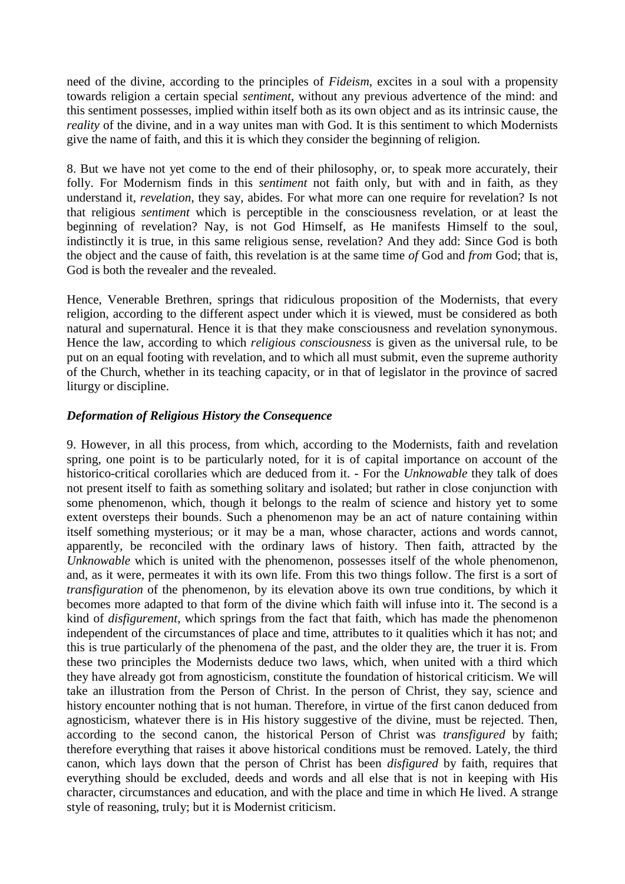need of the divine, according to the principles of *Fideism*, excites in a soul with a propensity towards religion a certain special *sentiment*, without any previous advertence of the mind: and this sentiment possesses, implied within itself both as its own object and as its intrinsic cause, the *reality* of the divine, and in a way unites man with God. It is this sentiment to which Modernists give the name of faith, and this it is which they consider the beginning of religion.

8. But we have not yet come to the end of their philosophy, or, to speak more accurately, their folly. For Modernism finds in this *sentiment* not faith only, but with and in faith, as they understand it, *revelation*, they say, abides. For what more can one require for revelation? Is not that religious *sentiment* which is perceptible in the consciousness revelation, or at least the beginning of revelation? Nay, is not God Himself, as He manifests Himself to the soul, indistinctly it is true, in this same religious sense, revelation? And they add: Since God is both the object and the cause of faith, this revelation is at the same time *of* God and *from* God; that is, God is both the revealer and the revealed.

Hence, Venerable Brethren, springs that ridiculous proposition of the Modernists, that every religion, according to the different aspect under which it is viewed, must be considered as both natural and supernatural. Hence it is that they make consciousness and revelation synonymous. Hence the law, according to which *religious consciousness* is given as the universal rule, to be put on an equal footing with revelation, and to which all must submit, even the supreme authority of the Church, whether in its teaching capacity, or in that of legislator in the province of sacred liturgy or discipline.

### *Deformation of Religious History the Consequence*

9. However, in all this process, from which, according to the Modernists, faith and revelation spring, one point is to be particularly noted, for it is of capital importance on account of the historico-critical corollaries which are deduced from it. - For the *Unknowable* they talk of does not present itself to faith as something solitary and isolated; but rather in close conjunction with some phenomenon, which, though it belongs to the realm of science and history yet to some extent oversteps their bounds. Such a phenomenon may be an act of nature containing within itself something mysterious; or it may be a man, whose character, actions and words cannot, apparently, be reconciled with the ordinary laws of history. Then faith, attracted by the *Unknowable* which is united with the phenomenon, possesses itself of the whole phenomenon, and, as it were, permeates it with its own life. From this two things follow. The first is a sort of *transfiguration* of the phenomenon, by its elevation above its own true conditions, by which it becomes more adapted to that form of the divine which faith will infuse into it. The second is a kind of *disfigurement*, which springs from the fact that faith, which has made the phenomenon independent of the circumstances of place and time, attributes to it qualities which it has not; and this is true particularly of the phenomena of the past, and the older they are, the truer it is. From these two principles the Modernists deduce two laws, which, when united with a third which they have already got from agnosticism, constitute the foundation of historical criticism. We will take an illustration from the Person of Christ. In the person of Christ, they say, science and history encounter nothing that is not human. Therefore, in virtue of the first canon deduced from agnosticism, whatever there is in His history suggestive of the divine, must be rejected. Then, according to the second canon, the historical Person of Christ was *transfigured* by faith; therefore everything that raises it above historical conditions must be removed. Lately, the third canon, which lays down that the person of Christ has been *disfigured* by faith, requires that everything should be excluded, deeds and words and all else that is not in keeping with His character, circumstances and education, and with the place and time in which He lived. A strange style of reasoning, truly; but it is Modernist criticism.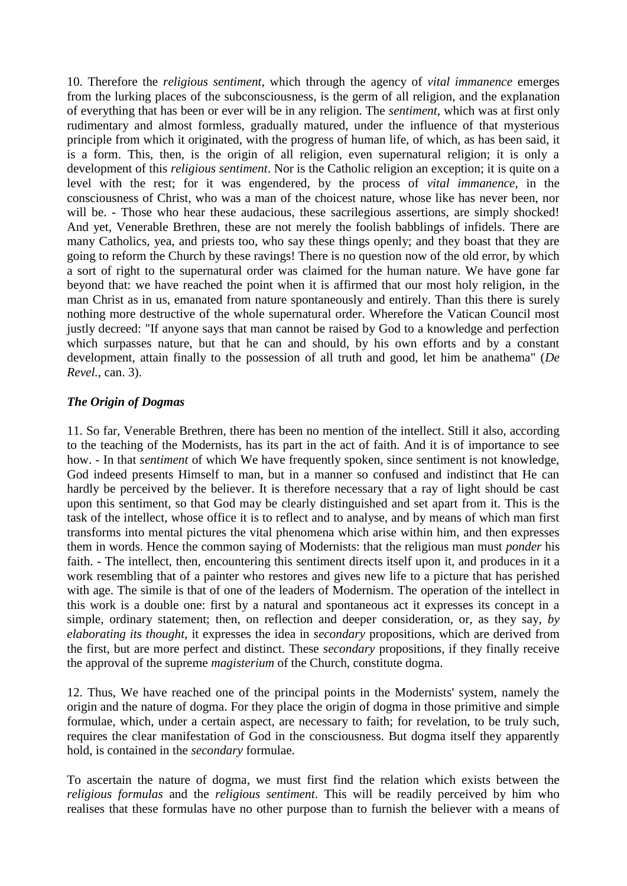10. Therefore the *religious sentiment*, which through the agency of *vital immanence* emerges from the lurking places of the subconsciousness, is the germ of all religion, and the explanation of everything that has been or ever will be in any religion. The *sentiment*, which was at first only rudimentary and almost formless, gradually matured, under the influence of that mysterious principle from which it originated, with the progress of human life, of which, as has been said, it is a form. This, then, is the origin of all religion, even supernatural religion; it is only a development of this *religious sentiment*. Nor is the Catholic religion an exception; it is quite on a level with the rest; for it was engendered, by the process of *vital immanence*, in the consciousness of Christ, who was a man of the choicest nature, whose like has never been, nor will be. - Those who hear these audacious, these sacrilegious assertions, are simply shocked! And yet, Venerable Brethren, these are not merely the foolish babblings of infidels. There are many Catholics, yea, and priests too, who say these things openly; and they boast that they are going to reform the Church by these ravings! There is no question now of the old error, by which a sort of right to the supernatural order was claimed for the human nature. We have gone far beyond that: we have reached the point when it is affirmed that our most holy religion, in the man Christ as in us, emanated from nature spontaneously and entirely. Than this there is surely nothing more destructive of the whole supernatural order. Wherefore the Vatican Council most justly decreed: "If anyone says that man cannot be raised by God to a knowledge and perfection which surpasses nature, but that he can and should, by his own efforts and by a constant development, attain finally to the possession of all truth and good, let him be anathema" (*De Revel.*, can. 3).

### *The Origin of Dogmas*

11. So far, Venerable Brethren, there has been no mention of the intellect. Still it also, according to the teaching of the Modernists, has its part in the act of faith. And it is of importance to see how. - In that *sentiment* of which We have frequently spoken, since sentiment is not knowledge, God indeed presents Himself to man, but in a manner so confused and indistinct that He can hardly be perceived by the believer. It is therefore necessary that a ray of light should be cast upon this sentiment, so that God may be clearly distinguished and set apart from it. This is the task of the intellect, whose office it is to reflect and to analyse, and by means of which man first transforms into mental pictures the vital phenomena which arise within him, and then expresses them in words. Hence the common saying of Modernists: that the religious man must *ponder* his faith. - The intellect, then, encountering this sentiment directs itself upon it, and produces in it a work resembling that of a painter who restores and gives new life to a picture that has perished with age. The simile is that of one of the leaders of Modernism. The operation of the intellect in this work is a double one: first by a natural and spontaneous act it expresses its concept in a simple, ordinary statement; then, on reflection and deeper consideration, or, as they say, *by elaborating its thought*, it expresses the idea in *secondary* propositions, which are derived from the first, but are more perfect and distinct. These *secondary* propositions, if they finally receive the approval of the supreme *magisterium* of the Church, constitute dogma.

12. Thus, We have reached one of the principal points in the Modernists' system, namely the origin and the nature of dogma. For they place the origin of dogma in those primitive and simple formulae, which, under a certain aspect, are necessary to faith; for revelation, to be truly such, requires the clear manifestation of God in the consciousness. But dogma itself they apparently hold, is contained in the *secondary* formulae.

To ascertain the nature of dogma, we must first find the relation which exists between the *religious formulas* and the *religious sentiment*. This will be readily perceived by him who realises that these formulas have no other purpose than to furnish the believer with a means of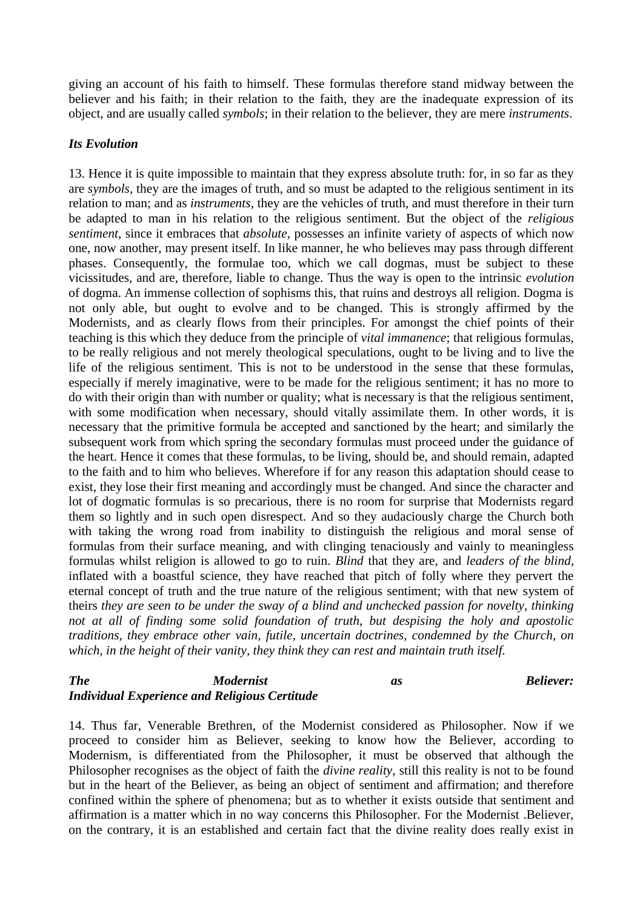giving an account of his faith to himself. These formulas therefore stand midway between the believer and his faith; in their relation to the faith, they are the inadequate expression of its object, and are usually called *symbols*; in their relation to the believer, they are mere *instruments*.

### *Its Evolution*

13. Hence it is quite impossible to maintain that they express absolute truth: for, in so far as they are *symbols*, they are the images of truth, and so must be adapted to the religious sentiment in its relation to man; and as *instruments*, they are the vehicles of truth, and must therefore in their turn be adapted to man in his relation to the religious sentiment. But the object of the *religious sentiment*, since it embraces that *absolute*, possesses an infinite variety of aspects of which now one, now another, may present itself. In like manner, he who believes may pass through different phases. Consequently, the formulae too, which we call dogmas, must be subject to these vicissitudes, and are, therefore, liable to change. Thus the way is open to the intrinsic *evolution* of dogma. An immense collection of sophisms this, that ruins and destroys all religion. Dogma is not only able, but ought to evolve and to be changed. This is strongly affirmed by the Modernists, and as clearly flows from their principles. For amongst the chief points of their teaching is this which they deduce from the principle of *vital immanence*; that religious formulas, to be really religious and not merely theological speculations, ought to be living and to live the life of the religious sentiment. This is not to be understood in the sense that these formulas, especially if merely imaginative, were to be made for the religious sentiment; it has no more to do with their origin than with number or quality; what is necessary is that the religious sentiment, with some modification when necessary, should vitally assimilate them. In other words, it is necessary that the primitive formula be accepted and sanctioned by the heart; and similarly the subsequent work from which spring the secondary formulas must proceed under the guidance of the heart. Hence it comes that these formulas, to be living, should be, and should remain, adapted to the faith and to him who believes. Wherefore if for any reason this adaptation should cease to exist, they lose their first meaning and accordingly must be changed. And since the character and lot of dogmatic formulas is so precarious, there is no room for surprise that Modernists regard them so lightly and in such open disrespect. And so they audaciously charge the Church both with taking the wrong road from inability to distinguish the religious and moral sense of formulas from their surface meaning, and with clinging tenaciously and vainly to meaningless formulas whilst religion is allowed to go to ruin. *Blind* that they are, and *leaders of the blind*, inflated with a boastful science, they have reached that pitch of folly where they pervert the eternal concept of truth and the true nature of the religious sentiment; with that new system of theirs *they are seen to be under the sway of a blind and unchecked passion for novelty, thinking not at all of finding some solid foundation of truth, but despising the holy and apostolic traditions, they embrace other vain, futile, uncertain doctrines, condemned by the Church, on which, in the height of their vanity, they think they can rest and maintain truth itself.*

### *The Modernist as Believer: Individual Experience and Religious Certitude*

14. Thus far, Venerable Brethren, of the Modernist considered as Philosopher. Now if we proceed to consider him as Believer, seeking to know how the Believer, according to Modernism, is differentiated from the Philosopher, it must be observed that although the Philosopher recognises as the object of faith the *divine reality*, still this reality is not to be found but in the heart of the Believer, as being an object of sentiment and affirmation; and therefore confined within the sphere of phenomena; but as to whether it exists outside that sentiment and affirmation is a matter which in no way concerns this Philosopher. For the Modernist .Believer, on the contrary, it is an established and certain fact that the divine reality does really exist in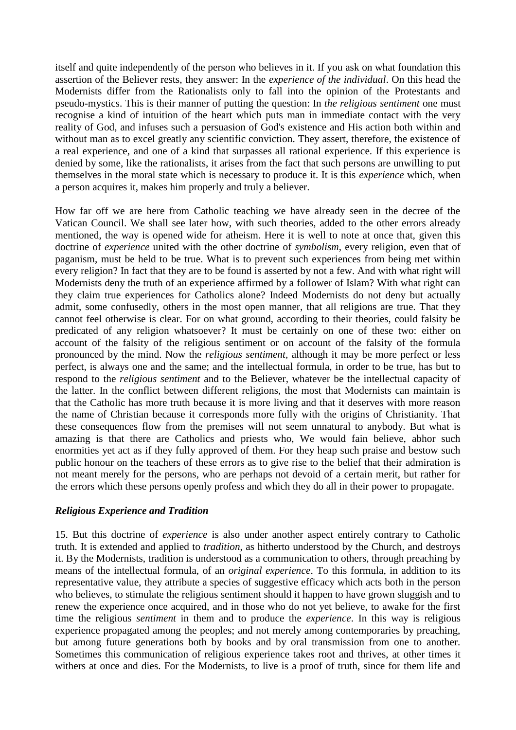itself and quite independently of the person who believes in it. If you ask on what foundation this assertion of the Believer rests, they answer: In the *experience of the individual*. On this head the Modernists differ from the Rationalists only to fall into the opinion of the Protestants and pseudo-mystics. This is their manner of putting the question: In *the religious sentiment* one must recognise a kind of intuition of the heart which puts man in immediate contact with the very reality of God, and infuses such a persuasion of God's existence and His action both within and without man as to excel greatly any scientific conviction. They assert, therefore, the existence of a real experience, and one of a kind that surpasses all rational experience. If this experience is denied by some, like the rationalists, it arises from the fact that such persons are unwilling to put themselves in the moral state which is necessary to produce it. It is this *experience* which, when a person acquires it, makes him properly and truly a believer.

How far off we are here from Catholic teaching we have already seen in the decree of the Vatican Council. We shall see later how, with such theories, added to the other errors already mentioned, the way is opened wide for atheism. Here it is well to note at once that, given this doctrine of *experience* united with the other doctrine of *symbolism*, every religion, even that of paganism, must be held to be true. What is to prevent such experiences from being met within every religion? In fact that they are to be found is asserted by not a few. And with what right will Modernists deny the truth of an experience affirmed by a follower of Islam? With what right can they claim true experiences for Catholics alone? Indeed Modernists do not deny but actually admit, some confusedly, others in the most open manner, that all religions are true. That they cannot feel otherwise is clear. For on what ground, according to their theories, could falsity be predicated of any religion whatsoever? It must be certainly on one of these two: either on account of the falsity of the religious sentiment or on account of the falsity of the formula pronounced by the mind. Now the *religious sentiment,* although it may be more perfect or less perfect, is always one and the same; and the intellectual formula, in order to be true, has but to respond to the *religious sentiment* and to the Believer, whatever be the intellectual capacity of the latter. In the conflict between different religions, the most that Modernists can maintain is that the Catholic has more truth because it is more living and that it deserves with more reason the name of Christian because it corresponds more fully with the origins of Christianity. That these consequences flow from the premises will not seem unnatural to anybody. But what is amazing is that there are Catholics and priests who, We would fain believe, abhor such enormities yet act as if they fully approved of them. For they heap such praise and bestow such public honour on the teachers of these errors as to give rise to the belief that their admiration is not meant merely for the persons, who are perhaps not devoid of a certain merit, but rather for the errors which these persons openly profess and which they do all in their power to propagate.

### *Religious Experience and Tradition*

15. But this doctrine of *experience* is also under another aspect entirely contrary to Catholic truth. It is extended and applied to *tradition*, as hitherto understood by the Church, and destroys it. By the Modernists, tradition is understood as a communication to others, through preaching by means of the intellectual formula, of an *original experience*. To this formula, in addition to its representative value, they attribute a species of suggestive efficacy which acts both in the person who believes, to stimulate the religious sentiment should it happen to have grown sluggish and to renew the experience once acquired, and in those who do not yet believe, to awake for the first time the religious *sentiment* in them and to produce the *experience*. In this way is religious experience propagated among the peoples; and not merely among contemporaries by preaching, but among future generations both by books and by oral transmission from one to another. Sometimes this communication of religious experience takes root and thrives, at other times it withers at once and dies. For the Modernists, to live is a proof of truth, since for them life and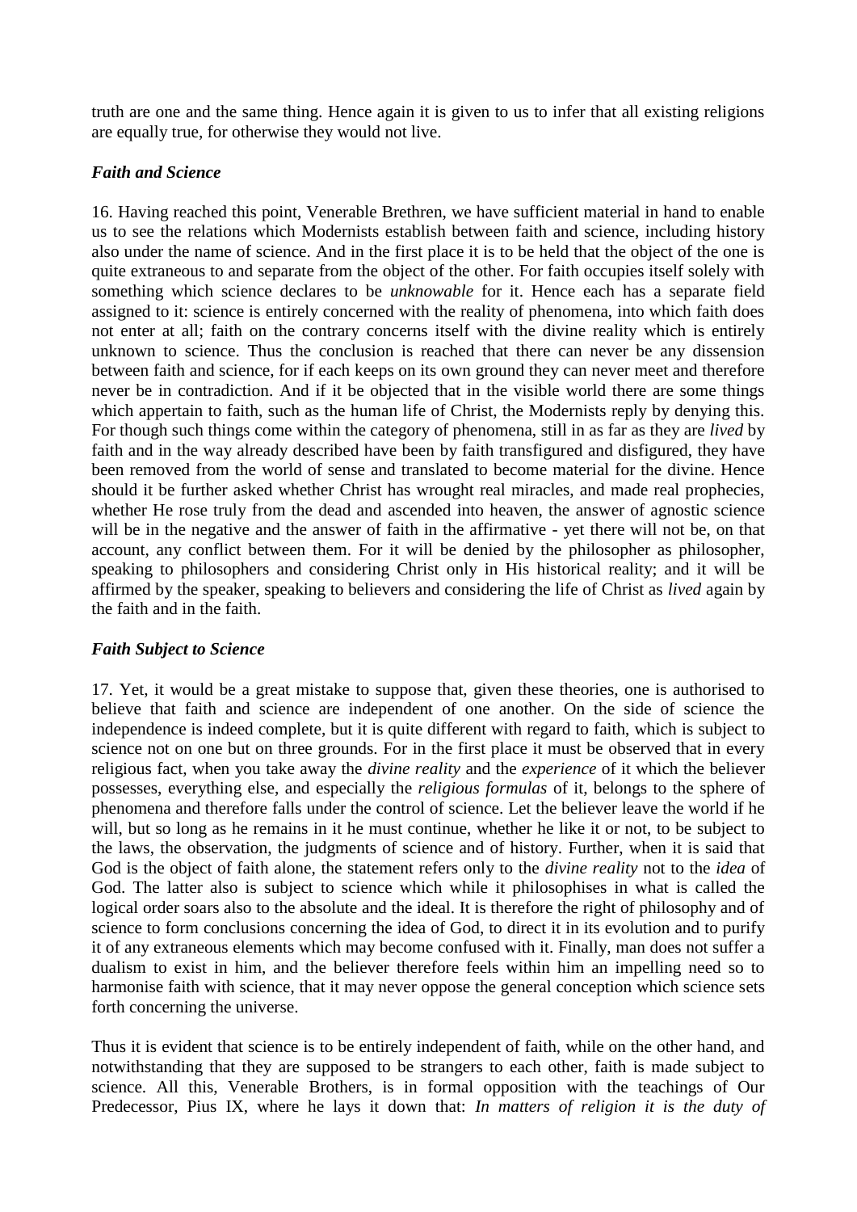truth are one and the same thing. Hence again it is given to us to infer that all existing religions are equally true, for otherwise they would not live.

### *Faith and Science*

16. Having reached this point, Venerable Brethren, we have sufficient material in hand to enable us to see the relations which Modernists establish between faith and science, including history also under the name of science. And in the first place it is to be held that the object of the one is quite extraneous to and separate from the object of the other. For faith occupies itself solely with something which science declares to be *unknowable* for it. Hence each has a separate field assigned to it: science is entirely concerned with the reality of phenomena, into which faith does not enter at all; faith on the contrary concerns itself with the divine reality which is entirely unknown to science. Thus the conclusion is reached that there can never be any dissension between faith and science, for if each keeps on its own ground they can never meet and therefore never be in contradiction. And if it be objected that in the visible world there are some things which appertain to faith, such as the human life of Christ, the Modernists reply by denying this. For though such things come within the category of phenomena, still in as far as they are *lived* by faith and in the way already described have been by faith transfigured and disfigured, they have been removed from the world of sense and translated to become material for the divine. Hence should it be further asked whether Christ has wrought real miracles, and made real prophecies, whether He rose truly from the dead and ascended into heaven, the answer of agnostic science will be in the negative and the answer of faith in the affirmative - yet there will not be, on that account, any conflict between them. For it will be denied by the philosopher as philosopher, speaking to philosophers and considering Christ only in His historical reality; and it will be affirmed by the speaker, speaking to believers and considering the life of Christ as *lived* again by the faith and in the faith.

### *Faith Subject to Science*

17. Yet, it would be a great mistake to suppose that, given these theories, one is authorised to believe that faith and science are independent of one another. On the side of science the independence is indeed complete, but it is quite different with regard to faith, which is subject to science not on one but on three grounds. For in the first place it must be observed that in every religious fact, when you take away the *divine reality* and the *experience* of it which the believer possesses, everything else, and especially the *religious formulas* of it, belongs to the sphere of phenomena and therefore falls under the control of science. Let the believer leave the world if he will, but so long as he remains in it he must continue, whether he like it or not, to be subject to the laws, the observation, the judgments of science and of history. Further, when it is said that God is the object of faith alone, the statement refers only to the *divine reality* not to the *idea* of God. The latter also is subject to science which while it philosophises in what is called the logical order soars also to the absolute and the ideal. It is therefore the right of philosophy and of science to form conclusions concerning the idea of God, to direct it in its evolution and to purify it of any extraneous elements which may become confused with it. Finally, man does not suffer a dualism to exist in him, and the believer therefore feels within him an impelling need so to harmonise faith with science, that it may never oppose the general conception which science sets forth concerning the universe.

Thus it is evident that science is to be entirely independent of faith, while on the other hand, and notwithstanding that they are supposed to be strangers to each other, faith is made subject to science. All this, Venerable Brothers, is in formal opposition with the teachings of Our Predecessor, Pius IX, where he lays it down that: *In matters of religion it is the duty of*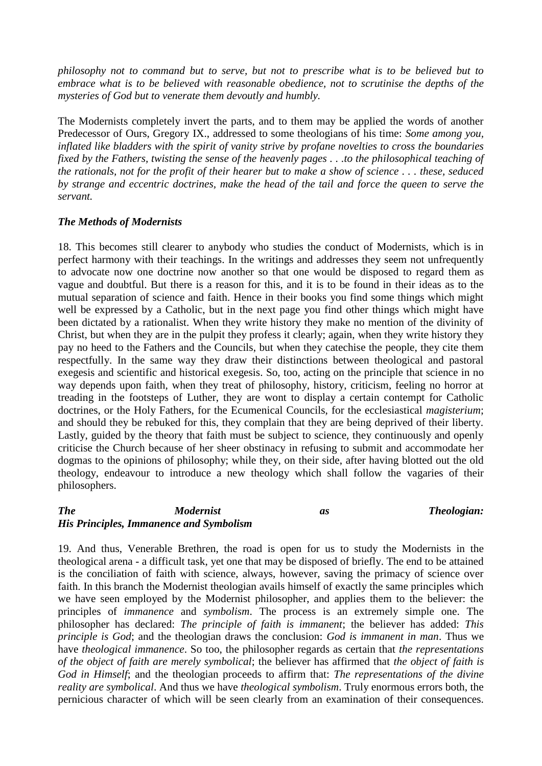*philosophy not to command but to serve, but not to prescribe what is to be believed but to embrace what is to be believed with reasonable obedience, not to scrutinise the depths of the mysteries of God but to venerate them devoutly and humbly.*

The Modernists completely invert the parts, and to them may be applied the words of another Predecessor of Ours, Gregory IX., addressed to some theologians of his time: *Some among you, inflated like bladders with the spirit of vanity strive by profane novelties to cross the boundaries fixed by the Fathers, twisting the sense of the heavenly pages . . .to the philosophical teaching of the rationals, not for the profit of their hearer but to make a show of science . . . these, seduced by strange and eccentric doctrines, make the head of the tail and force the queen to serve the servant.*

### *The Methods of Modernists*

18. This becomes still clearer to anybody who studies the conduct of Modernists, which is in perfect harmony with their teachings. In the writings and addresses they seem not unfrequently to advocate now one doctrine now another so that one would be disposed to regard them as vague and doubtful. But there is a reason for this, and it is to be found in their ideas as to the mutual separation of science and faith. Hence in their books you find some things which might well be expressed by a Catholic, but in the next page you find other things which might have been dictated by a rationalist. When they write history they make no mention of the divinity of Christ, but when they are in the pulpit they profess it clearly; again, when they write history they pay no heed to the Fathers and the Councils, but when they catechise the people, they cite them respectfully. In the same way they draw their distinctions between theological and pastoral exegesis and scientific and historical exegesis. So, too, acting on the principle that science in no way depends upon faith, when they treat of philosophy, history, criticism, feeling no horror at treading in the footsteps of Luther, they are wont to display a certain contempt for Catholic doctrines, or the Holy Fathers, for the Ecumenical Councils, for the ecclesiastical *magisterium*; and should they be rebuked for this, they complain that they are being deprived of their liberty. Lastly, guided by the theory that faith must be subject to science, they continuously and openly criticise the Church because of her sheer obstinacy in refusing to submit and accommodate her dogmas to the opinions of philosophy; while they, on their side, after having blotted out the old theology, endeavour to introduce a new theology which shall follow the vagaries of their philosophers.

### *The Modernist as Theologian: His Principles, Immanence and Symbolism*

19. And thus, Venerable Brethren, the road is open for us to study the Modernists in the theological arena - a difficult task, yet one that may be disposed of briefly. The end to be attained is the conciliation of faith with science, always, however, saving the primacy of science over faith. In this branch the Modernist theologian avails himself of exactly the same principles which we have seen employed by the Modernist philosopher, and applies them to the believer: the principles of *immanence* and *symbolism*. The process is an extremely simple one. The philosopher has declared: *The principle of faith is immanent*; the believer has added: *This principle is God*; and the theologian draws the conclusion: *God is immanent in man*. Thus we have *theological immanence*. So too, the philosopher regards as certain that *the representations of the object of faith are merely symbolical*; the believer has affirmed that *the object of faith is God in Himself*; and the theologian proceeds to affirm that: *The representations of the divine reality are symbolical*. And thus we have *theological symbolism*. Truly enormous errors both, the pernicious character of which will be seen clearly from an examination of their consequences.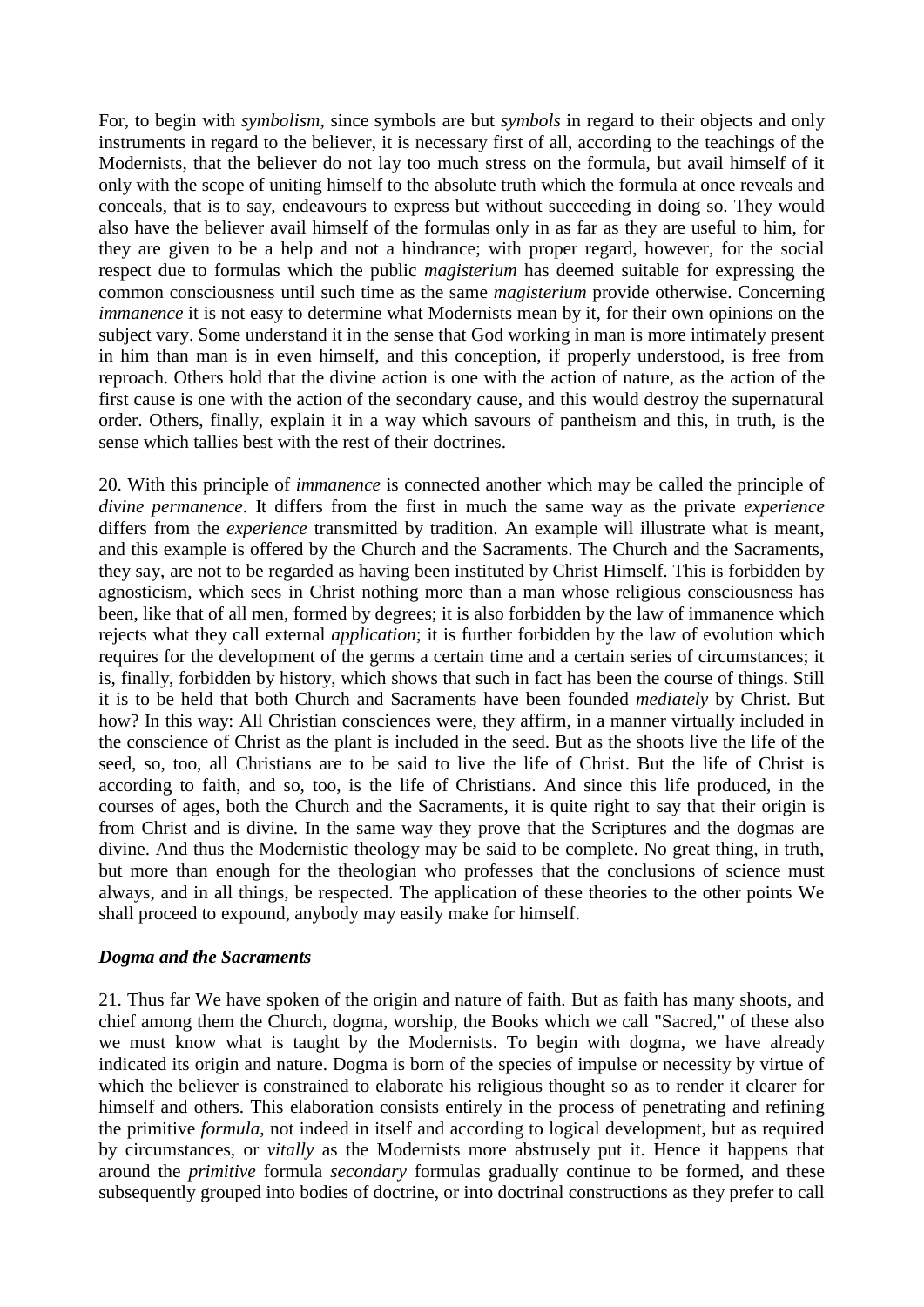For, to begin with *symbolism*, since symbols are but *symbols* in regard to their objects and only instruments in regard to the believer, it is necessary first of all, according to the teachings of the Modernists, that the believer do not lay too much stress on the formula, but avail himself of it only with the scope of uniting himself to the absolute truth which the formula at once reveals and conceals, that is to say, endeavours to express but without succeeding in doing so. They would also have the believer avail himself of the formulas only in as far as they are useful to him, for they are given to be a help and not a hindrance; with proper regard, however, for the social respect due to formulas which the public *magisterium* has deemed suitable for expressing the common consciousness until such time as the same *magisterium* provide otherwise. Concerning *immanence* it is not easy to determine what Modernists mean by it, for their own opinions on the subject vary. Some understand it in the sense that God working in man is more intimately present in him than man is in even himself, and this conception, if properly understood, is free from reproach. Others hold that the divine action is one with the action of nature, as the action of the first cause is one with the action of the secondary cause, and this would destroy the supernatural order. Others, finally, explain it in a way which savours of pantheism and this, in truth, is the sense which tallies best with the rest of their doctrines.

20. With this principle of *immanence* is connected another which may be called the principle of *divine permanence*. It differs from the first in much the same way as the private *experience* differs from the *experience* transmitted by tradition. An example will illustrate what is meant, and this example is offered by the Church and the Sacraments. The Church and the Sacraments, they say, are not to be regarded as having been instituted by Christ Himself. This is forbidden by agnosticism, which sees in Christ nothing more than a man whose religious consciousness has been, like that of all men, formed by degrees; it is also forbidden by the law of immanence which rejects what they call external *application*; it is further forbidden by the law of evolution which requires for the development of the germs a certain time and a certain series of circumstances; it is, finally, forbidden by history, which shows that such in fact has been the course of things. Still it is to be held that both Church and Sacraments have been founded *mediately* by Christ. But how? In this way: All Christian consciences were, they affirm, in a manner virtually included in the conscience of Christ as the plant is included in the seed. But as the shoots live the life of the seed, so, too, all Christians are to be said to live the life of Christ. But the life of Christ is according to faith, and so, too, is the life of Christians. And since this life produced, in the courses of ages, both the Church and the Sacraments, it is quite right to say that their origin is from Christ and is divine. In the same way they prove that the Scriptures and the dogmas are divine. And thus the Modernistic theology may be said to be complete. No great thing, in truth, but more than enough for the theologian who professes that the conclusions of science must always, and in all things, be respected. The application of these theories to the other points We shall proceed to expound, anybody may easily make for himself.

### *Dogma and the Sacraments*

21. Thus far We have spoken of the origin and nature of faith. But as faith has many shoots, and chief among them the Church, dogma, worship, the Books which we call "Sacred," of these also we must know what is taught by the Modernists. To begin with dogma, we have already indicated its origin and nature. Dogma is born of the species of impulse or necessity by virtue of which the believer is constrained to elaborate his religious thought so as to render it clearer for himself and others. This elaboration consists entirely in the process of penetrating and refining the primitive *formula*, not indeed in itself and according to logical development, but as required by circumstances, or *vitally* as the Modernists more abstrusely put it. Hence it happens that around the *primitive* formula *secondary* formulas gradually continue to be formed, and these subsequently grouped into bodies of doctrine, or into doctrinal constructions as they prefer to call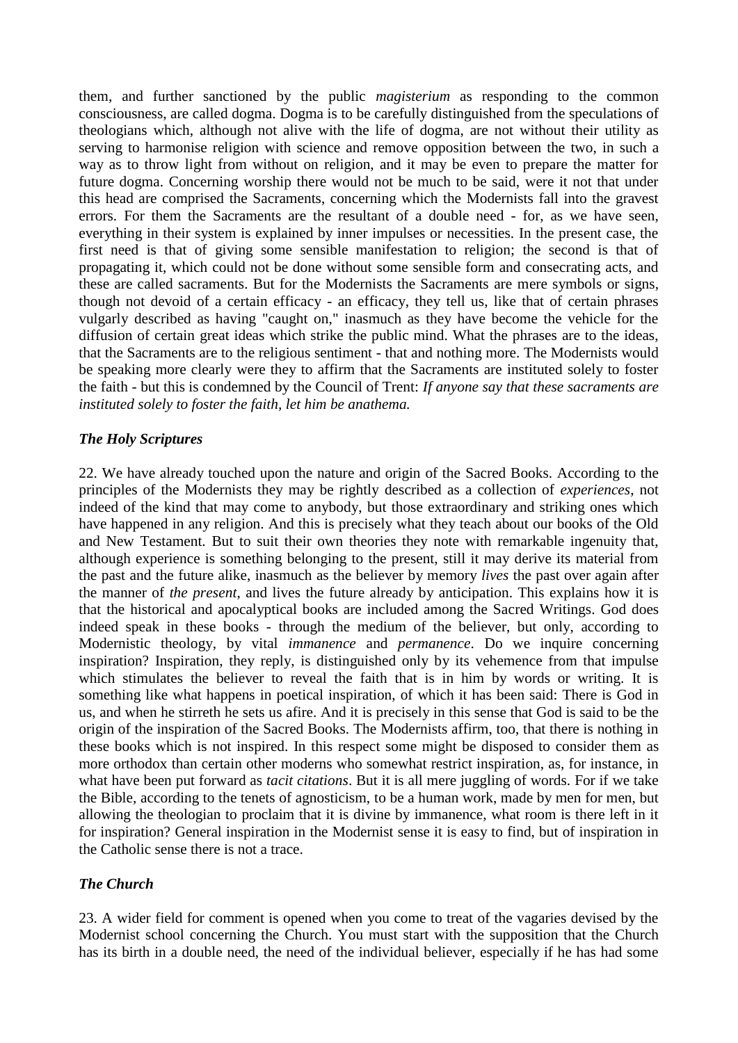them, and further sanctioned by the public *magisterium* as responding to the common consciousness, are called dogma. Dogma is to be carefully distinguished from the speculations of theologians which, although not alive with the life of dogma, are not without their utility as serving to harmonise religion with science and remove opposition between the two, in such a way as to throw light from without on religion, and it may be even to prepare the matter for future dogma. Concerning worship there would not be much to be said, were it not that under this head are comprised the Sacraments, concerning which the Modernists fall into the gravest errors. For them the Sacraments are the resultant of a double need - for, as we have seen, everything in their system is explained by inner impulses or necessities. In the present case, the first need is that of giving some sensible manifestation to religion; the second is that of propagating it, which could not be done without some sensible form and consecrating acts, and these are called sacraments. But for the Modernists the Sacraments are mere symbols or signs, though not devoid of a certain efficacy - an efficacy, they tell us, like that of certain phrases vulgarly described as having "caught on," inasmuch as they have become the vehicle for the diffusion of certain great ideas which strike the public mind. What the phrases are to the ideas, that the Sacraments are to the religious sentiment - that and nothing more. The Modernists would be speaking more clearly were they to affirm that the Sacraments are instituted solely to foster the faith - but this is condemned by the Council of Trent: *If anyone say that these sacraments are instituted solely to foster the faith, let him be anathema.*

### *The Holy Scriptures*

22. We have already touched upon the nature and origin of the Sacred Books. According to the principles of the Modernists they may be rightly described as a collection of *experiences*, not indeed of the kind that may come to anybody, but those extraordinary and striking ones which have happened in any religion. And this is precisely what they teach about our books of the Old and New Testament. But to suit their own theories they note with remarkable ingenuity that, although experience is something belonging to the present, still it may derive its material from the past and the future alike, inasmuch as the believer by memory *lives* the past over again after the manner of *the present*, and lives the future already by anticipation. This explains how it is that the historical and apocalyptical books are included among the Sacred Writings. God does indeed speak in these books - through the medium of the believer, but only, according to Modernistic theology, by vital *immanence* and *permanence*. Do we inquire concerning inspiration? Inspiration, they reply, is distinguished only by its vehemence from that impulse which stimulates the believer to reveal the faith that is in him by words or writing. It is something like what happens in poetical inspiration, of which it has been said: There is God in us, and when he stirreth he sets us afire. And it is precisely in this sense that God is said to be the origin of the inspiration of the Sacred Books. The Modernists affirm, too, that there is nothing in these books which is not inspired. In this respect some might be disposed to consider them as more orthodox than certain other moderns who somewhat restrict inspiration, as, for instance, in what have been put forward as *tacit citations*. But it is all mere juggling of words. For if we take the Bible, according to the tenets of agnosticism, to be a human work, made by men for men, but allowing the theologian to proclaim that it is divine by immanence, what room is there left in it for inspiration? General inspiration in the Modernist sense it is easy to find, but of inspiration in the Catholic sense there is not a trace.

### *The Church*

23. A wider field for comment is opened when you come to treat of the vagaries devised by the Modernist school concerning the Church. You must start with the supposition that the Church has its birth in a double need, the need of the individual believer, especially if he has had some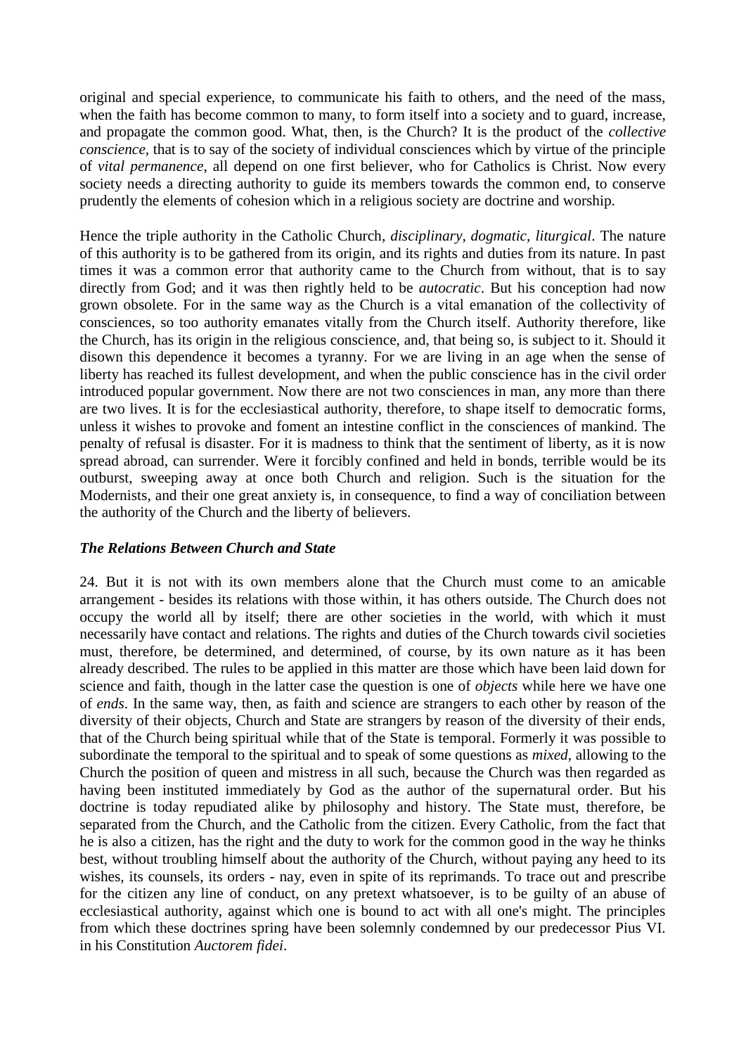original and special experience, to communicate his faith to others, and the need of the mass, when the faith has become common to many, to form itself into a society and to guard, increase, and propagate the common good. What, then, is the Church? It is the product of the *collective conscience*, that is to say of the society of individual consciences which by virtue of the principle of *vital permanence*, all depend on one first believer, who for Catholics is Christ. Now every society needs a directing authority to guide its members towards the common end, to conserve prudently the elements of cohesion which in a religious society are doctrine and worship.

Hence the triple authority in the Catholic Church, *disciplinary, dogmatic, liturgical*. The nature of this authority is to be gathered from its origin, and its rights and duties from its nature. In past times it was a common error that authority came to the Church from without, that is to say directly from God; and it was then rightly held to be *autocratic*. But his conception had now grown obsolete. For in the same way as the Church is a vital emanation of the collectivity of consciences, so too authority emanates vitally from the Church itself. Authority therefore, like the Church, has its origin in the religious conscience, and, that being so, is subject to it. Should it disown this dependence it becomes a tyranny. For we are living in an age when the sense of liberty has reached its fullest development, and when the public conscience has in the civil order introduced popular government. Now there are not two consciences in man, any more than there are two lives. It is for the ecclesiastical authority, therefore, to shape itself to democratic forms, unless it wishes to provoke and foment an intestine conflict in the consciences of mankind. The penalty of refusal is disaster. For it is madness to think that the sentiment of liberty, as it is now spread abroad, can surrender. Were it forcibly confined and held in bonds, terrible would be its outburst, sweeping away at once both Church and religion. Such is the situation for the Modernists, and their one great anxiety is, in consequence, to find a way of conciliation between the authority of the Church and the liberty of believers.

### *The Relations Between Church and State*

24. But it is not with its own members alone that the Church must come to an amicable arrangement - besides its relations with those within, it has others outside. The Church does not occupy the world all by itself; there are other societies in the world, with which it must necessarily have contact and relations. The rights and duties of the Church towards civil societies must, therefore, be determined, and determined, of course, by its own nature as it has been already described. The rules to be applied in this matter are those which have been laid down for science and faith, though in the latter case the question is one of *objects* while here we have one of *ends*. In the same way, then, as faith and science are strangers to each other by reason of the diversity of their objects, Church and State are strangers by reason of the diversity of their ends, that of the Church being spiritual while that of the State is temporal. Formerly it was possible to subordinate the temporal to the spiritual and to speak of some questions as *mixed*, allowing to the Church the position of queen and mistress in all such, because the Church was then regarded as having been instituted immediately by God as the author of the supernatural order. But his doctrine is today repudiated alike by philosophy and history. The State must, therefore, be separated from the Church, and the Catholic from the citizen. Every Catholic, from the fact that he is also a citizen, has the right and the duty to work for the common good in the way he thinks best, without troubling himself about the authority of the Church, without paying any heed to its wishes, its counsels, its orders - nay, even in spite of its reprimands. To trace out and prescribe for the citizen any line of conduct, on any pretext whatsoever, is to be guilty of an abuse of ecclesiastical authority, against which one is bound to act with all one's might. The principles from which these doctrines spring have been solemnly condemned by our predecessor Pius VI. in his Constitution *Auctorem fidei*.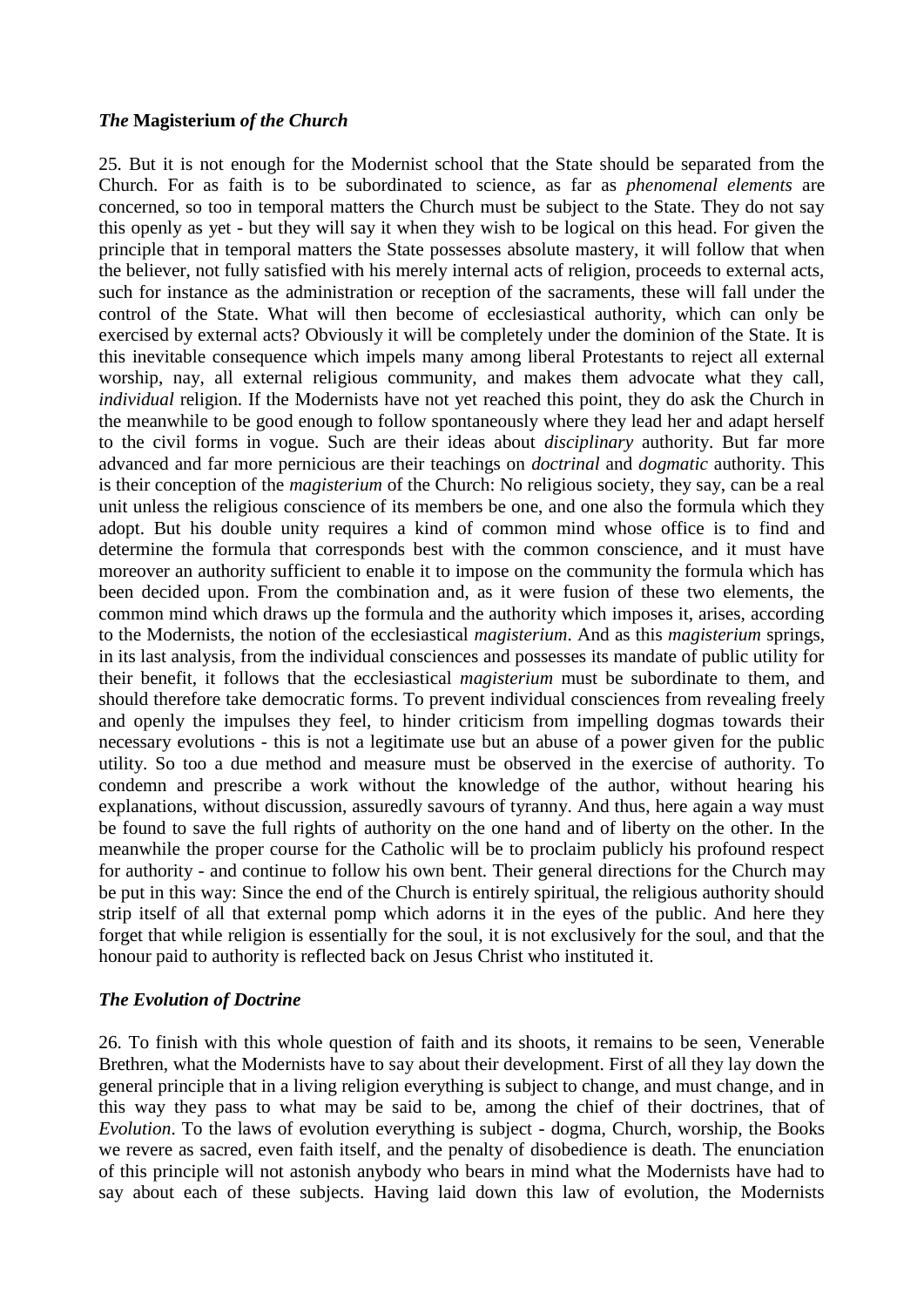### *The* **Magisterium** *of the Church*

25. But it is not enough for the Modernist school that the State should be separated from the Church. For as faith is to be subordinated to science, as far as *phenomenal elements* are concerned, so too in temporal matters the Church must be subject to the State. They do not say this openly as yet - but they will say it when they wish to be logical on this head. For given the principle that in temporal matters the State possesses absolute mastery, it will follow that when the believer, not fully satisfied with his merely internal acts of religion, proceeds to external acts, such for instance as the administration or reception of the sacraments, these will fall under the control of the State. What will then become of ecclesiastical authority, which can only be exercised by external acts? Obviously it will be completely under the dominion of the State. It is this inevitable consequence which impels many among liberal Protestants to reject all external worship, nay, all external religious community, and makes them advocate what they call, *individual* religion. If the Modernists have not yet reached this point, they do ask the Church in the meanwhile to be good enough to follow spontaneously where they lead her and adapt herself to the civil forms in vogue. Such are their ideas about *disciplinary* authority. But far more advanced and far more pernicious are their teachings on *doctrinal* and *dogmatic* authority. This is their conception of the *magisterium* of the Church: No religious society, they say, can be a real unit unless the religious conscience of its members be one, and one also the formula which they adopt. But his double unity requires a kind of common mind whose office is to find and determine the formula that corresponds best with the common conscience, and it must have moreover an authority sufficient to enable it to impose on the community the formula which has been decided upon. From the combination and, as it were fusion of these two elements, the common mind which draws up the formula and the authority which imposes it, arises, according to the Modernists, the notion of the ecclesiastical *magisterium*. And as this *magisterium* springs, in its last analysis, from the individual consciences and possesses its mandate of public utility for their benefit, it follows that the ecclesiastical *magisterium* must be subordinate to them, and should therefore take democratic forms. To prevent individual consciences from revealing freely and openly the impulses they feel, to hinder criticism from impelling dogmas towards their necessary evolutions - this is not a legitimate use but an abuse of a power given for the public utility. So too a due method and measure must be observed in the exercise of authority. To condemn and prescribe a work without the knowledge of the author, without hearing his explanations, without discussion, assuredly savours of tyranny. And thus, here again a way must be found to save the full rights of authority on the one hand and of liberty on the other. In the meanwhile the proper course for the Catholic will be to proclaim publicly his profound respect for authority - and continue to follow his own bent. Their general directions for the Church may be put in this way: Since the end of the Church is entirely spiritual, the religious authority should strip itself of all that external pomp which adorns it in the eyes of the public. And here they forget that while religion is essentially for the soul, it is not exclusively for the soul, and that the honour paid to authority is reflected back on Jesus Christ who instituted it.

### *The Evolution of Doctrine*

26. To finish with this whole question of faith and its shoots, it remains to be seen, Venerable Brethren, what the Modernists have to say about their development. First of all they lay down the general principle that in a living religion everything is subject to change, and must change, and in this way they pass to what may be said to be, among the chief of their doctrines, that of *Evolution*. To the laws of evolution everything is subject - dogma, Church, worship, the Books we revere as sacred, even faith itself, and the penalty of disobedience is death. The enunciation of this principle will not astonish anybody who bears in mind what the Modernists have had to say about each of these subjects. Having laid down this law of evolution, the Modernists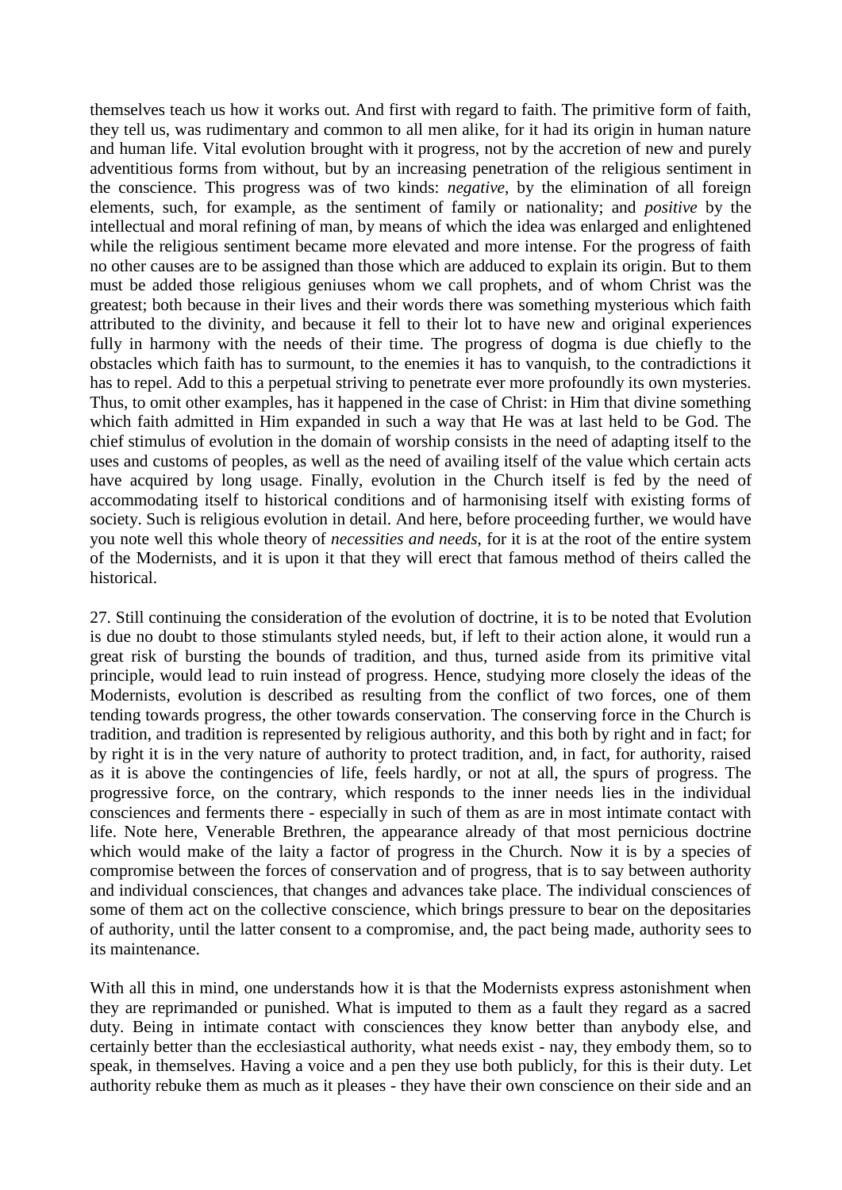themselves teach us how it works out. And first with regard to faith. The primitive form of faith, they tell us, was rudimentary and common to all men alike, for it had its origin in human nature and human life. Vital evolution brought with it progress, not by the accretion of new and purely adventitious forms from without, but by an increasing penetration of the religious sentiment in the conscience. This progress was of two kinds: *negative*, by the elimination of all foreign elements, such, for example, as the sentiment of family or nationality; and *positive* by the intellectual and moral refining of man, by means of which the idea was enlarged and enlightened while the religious sentiment became more elevated and more intense. For the progress of faith no other causes are to be assigned than those which are adduced to explain its origin. But to them must be added those religious geniuses whom we call prophets, and of whom Christ was the greatest; both because in their lives and their words there was something mysterious which faith attributed to the divinity, and because it fell to their lot to have new and original experiences fully in harmony with the needs of their time. The progress of dogma is due chiefly to the obstacles which faith has to surmount, to the enemies it has to vanquish, to the contradictions it has to repel. Add to this a perpetual striving to penetrate ever more profoundly its own mysteries. Thus, to omit other examples, has it happened in the case of Christ: in Him that divine something which faith admitted in Him expanded in such a way that He was at last held to be God. The chief stimulus of evolution in the domain of worship consists in the need of adapting itself to the uses and customs of peoples, as well as the need of availing itself of the value which certain acts have acquired by long usage. Finally, evolution in the Church itself is fed by the need of accommodating itself to historical conditions and of harmonising itself with existing forms of society. Such is religious evolution in detail. And here, before proceeding further, we would have you note well this whole theory of *necessities and needs*, for it is at the root of the entire system of the Modernists, and it is upon it that they will erect that famous method of theirs called the historical.

27. Still continuing the consideration of the evolution of doctrine, it is to be noted that Evolution is due no doubt to those stimulants styled needs, but, if left to their action alone, it would run a great risk of bursting the bounds of tradition, and thus, turned aside from its primitive vital principle, would lead to ruin instead of progress. Hence, studying more closely the ideas of the Modernists, evolution is described as resulting from the conflict of two forces, one of them tending towards progress, the other towards conservation. The conserving force in the Church is tradition, and tradition is represented by religious authority, and this both by right and in fact; for by right it is in the very nature of authority to protect tradition, and, in fact, for authority, raised as it is above the contingencies of life, feels hardly, or not at all, the spurs of progress. The progressive force, on the contrary, which responds to the inner needs lies in the individual consciences and ferments there - especially in such of them as are in most intimate contact with life. Note here, Venerable Brethren, the appearance already of that most pernicious doctrine which make of the laity a factor of progress in the Church. Now it is by a species of compromise between the forces of conservation and of progress, that is to say between authority and individual consciences, that changes and advances take place. The individual consciences of some of them act on the collective conscience, which brings pressure to bear on the depositaries of authority, until the latter consent to a compromise, and, the pact being made, authority sees to its maintenance.

With all this in mind, one understands how it is that the Modernists express astonishment when they are reprimanded or punished. What is imputed to them as a fault they regard as a sacred duty. Being in intimate contact with consciences they know better than anybody else, and certainly better than the ecclesiastical authority, what needs exist - nay, they embody them, so to speak, in themselves. Having a voice and a pen they use both publicly, for this is their duty. Let authority rebuke them as much as it pleases - they have their own conscience on their side and an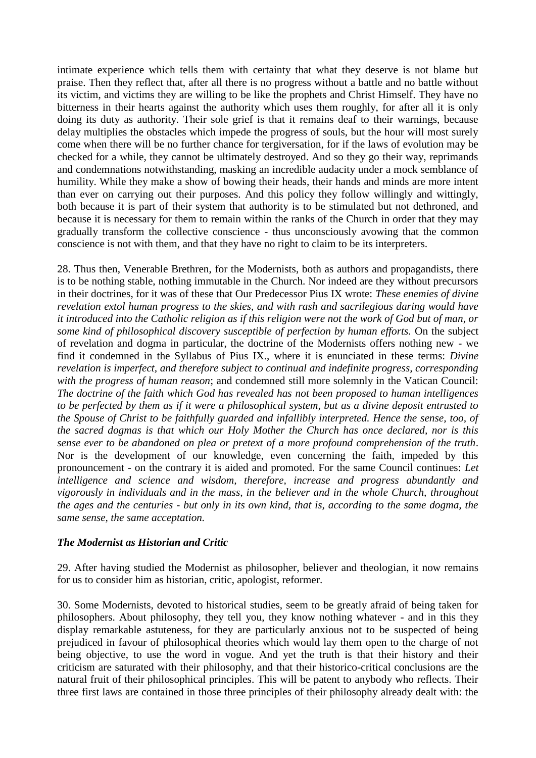intimate experience which tells them with certainty that what they deserve is not blame but praise. Then they reflect that, after all there is no progress without a battle and no battle without its victim, and victims they are willing to be like the prophets and Christ Himself. They have no bitterness in their hearts against the authority which uses them roughly, for after all it is only doing its duty as authority. Their sole grief is that it remains deaf to their warnings, because delay multiplies the obstacles which impede the progress of souls, but the hour will most surely come when there will be no further chance for tergiversation, for if the laws of evolution may be checked for a while, they cannot be ultimately destroyed. And so they go their way, reprimands and condemnations notwithstanding, masking an incredible audacity under a mock semblance of humility. While they make a show of bowing their heads, their hands and minds are more intent than ever on carrying out their purposes. And this policy they follow willingly and wittingly, both because it is part of their system that authority is to be stimulated but not dethroned, and because it is necessary for them to remain within the ranks of the Church in order that they may gradually transform the collective conscience - thus unconsciously avowing that the common conscience is not with them, and that they have no right to claim to be its interpreters.

28. Thus then, Venerable Brethren, for the Modernists, both as authors and propagandists, there is to be nothing stable, nothing immutable in the Church. Nor indeed are they without precursors in their doctrines, for it was of these that Our Predecessor Pius IX wrote: *These enemies of divine revelation extol human progress to the skies, and with rash and sacrilegious daring would have it introduced into the Catholic religion as if this religion were not the work of God but of man, or some kind of philosophical discovery susceptible of perfection by human efforts.* On the subject of revelation and dogma in particular, the doctrine of the Modernists offers nothing new - we find it condemned in the Syllabus of Pius IX., where it is enunciated in these terms: *Divine revelation is imperfect, and therefore subject to continual and indefinite progress, corresponding with the progress of human reason*; and condemned still more solemnly in the Vatican Council: *The doctrine of the faith which God has revealed has not been proposed to human intelligences to be perfected by them as if it were a philosophical system, but as a divine deposit entrusted to the Spouse of Christ to be faithfully guarded and infallibly interpreted. Hence the sense, too, of the sacred dogmas is that which our Holy Mother the Church has once declared, nor is this sense ever to be abandoned on plea or pretext of a more profound comprehension of the truth*. Nor is the development of our knowledge, even concerning the faith, impeded by this pronouncement - on the contrary it is aided and promoted. For the same Council continues: *Let intelligence and science and wisdom, therefore, increase and progress abundantly and vigorously in individuals and in the mass, in the believer and in the whole Church, throughout the ages and the centuries - but only in its own kind, that is, according to the same dogma, the same sense, the same acceptation.*

### *The Modernist as Historian and Critic*

29. After having studied the Modernist as philosopher, believer and theologian, it now remains for us to consider him as historian, critic, apologist, reformer.

30. Some Modernists, devoted to historical studies, seem to be greatly afraid of being taken for philosophers. About philosophy, they tell you, they know nothing whatever - and in this they display remarkable astuteness, for they are particularly anxious not to be suspected of being prejudiced in favour of philosophical theories which would lay them open to the charge of not being objective, to use the word in vogue. And yet the truth is that their history and their criticism are saturated with their philosophy, and that their historico-critical conclusions are the natural fruit of their philosophical principles. This will be patent to anybody who reflects. Their three first laws are contained in those three principles of their philosophy already dealt with: the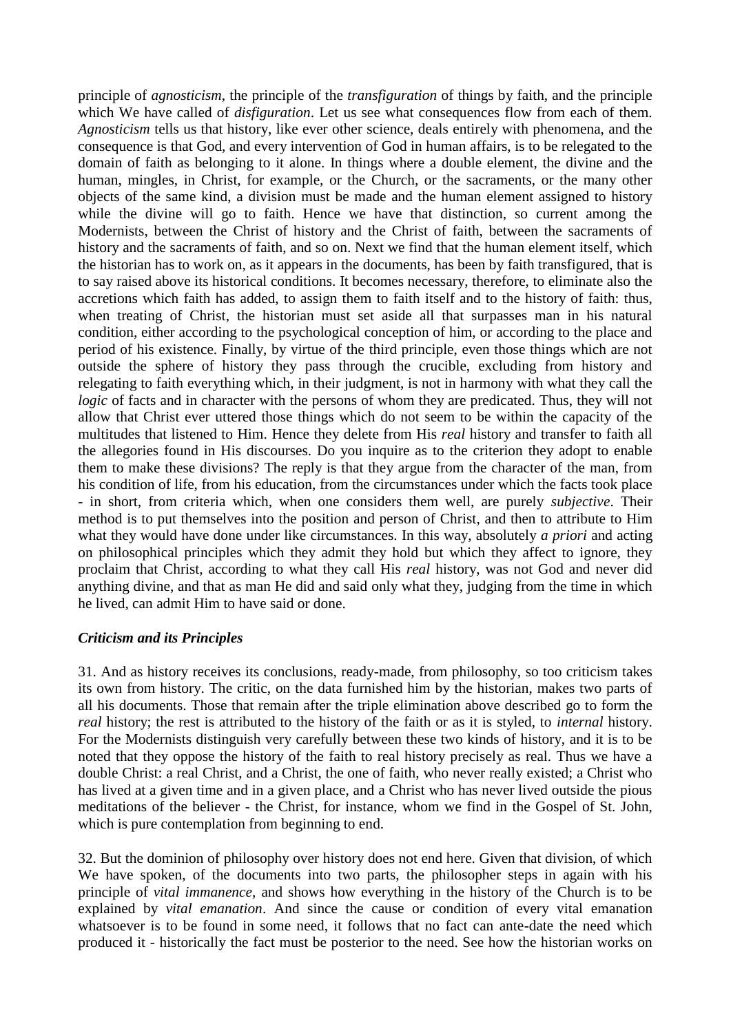principle of *agnosticism*, the principle of the *transfiguration* of things by faith, and the principle which We have called of *disfiguration*. Let us see what consequences flow from each of them. *Agnosticism* tells us that history, like ever other science, deals entirely with phenomena, and the consequence is that God, and every intervention of God in human affairs, is to be relegated to the domain of faith as belonging to it alone. In things where a double element, the divine and the human, mingles, in Christ, for example, or the Church, or the sacraments, or the many other objects of the same kind, a division must be made and the human element assigned to history while the divine will go to faith. Hence we have that distinction, so current among the Modernists, between the Christ of history and the Christ of faith, between the sacraments of history and the sacraments of faith, and so on. Next we find that the human element itself, which the historian has to work on, as it appears in the documents, has been by faith transfigured, that is to say raised above its historical conditions. It becomes necessary, therefore, to eliminate also the accretions which faith has added, to assign them to faith itself and to the history of faith: thus, when treating of Christ, the historian must set aside all that surpasses man in his natural condition, either according to the psychological conception of him, or according to the place and period of his existence. Finally, by virtue of the third principle, even those things which are not outside the sphere of history they pass through the crucible, excluding from history and relegating to faith everything which, in their judgment, is not in harmony with what they call the *logic* of facts and in character with the persons of whom they are predicated. Thus, they will not allow that Christ ever uttered those things which do not seem to be within the capacity of the multitudes that listened to Him. Hence they delete from His *real* history and transfer to faith all the allegories found in His discourses. Do you inquire as to the criterion they adopt to enable them to make these divisions? The reply is that they argue from the character of the man, from his condition of life, from his education, from the circumstances under which the facts took place - in short, from criteria which, when one considers them well, are purely *subjective*. Their method is to put themselves into the position and person of Christ, and then to attribute to Him what they would have done under like circumstances. In this way, absolutely *a priori* and acting on philosophical principles which they admit they hold but which they affect to ignore, they proclaim that Christ, according to what they call His *real* history, was not God and never did anything divine, and that as man He did and said only what they, judging from the time in which he lived, can admit Him to have said or done.

### *Criticism and its Principles*

31. And as history receives its conclusions, ready-made, from philosophy, so too criticism takes its own from history. The critic, on the data furnished him by the historian, makes two parts of all his documents. Those that remain after the triple elimination above described go to form the *real* history; the rest is attributed to the history of the faith or as it is styled, to *internal* history. For the Modernists distinguish very carefully between these two kinds of history, and it is to be noted that they oppose the history of the faith to real history precisely as real. Thus we have a double Christ: a real Christ, and a Christ, the one of faith, who never really existed; a Christ who has lived at a given time and in a given place, and a Christ who has never lived outside the pious meditations of the believer - the Christ, for instance, whom we find in the Gospel of St. John, which is pure contemplation from beginning to end.

32. But the dominion of philosophy over history does not end here. Given that division, of which We have spoken, of the documents into two parts, the philosopher steps in again with his principle of *vital immanence*, and shows how everything in the history of the Church is to be explained by *vital emanation*. And since the cause or condition of every vital emanation whatsoever is to be found in some need, it follows that no fact can ante-date the need which produced it - historically the fact must be posterior to the need. See how the historian works on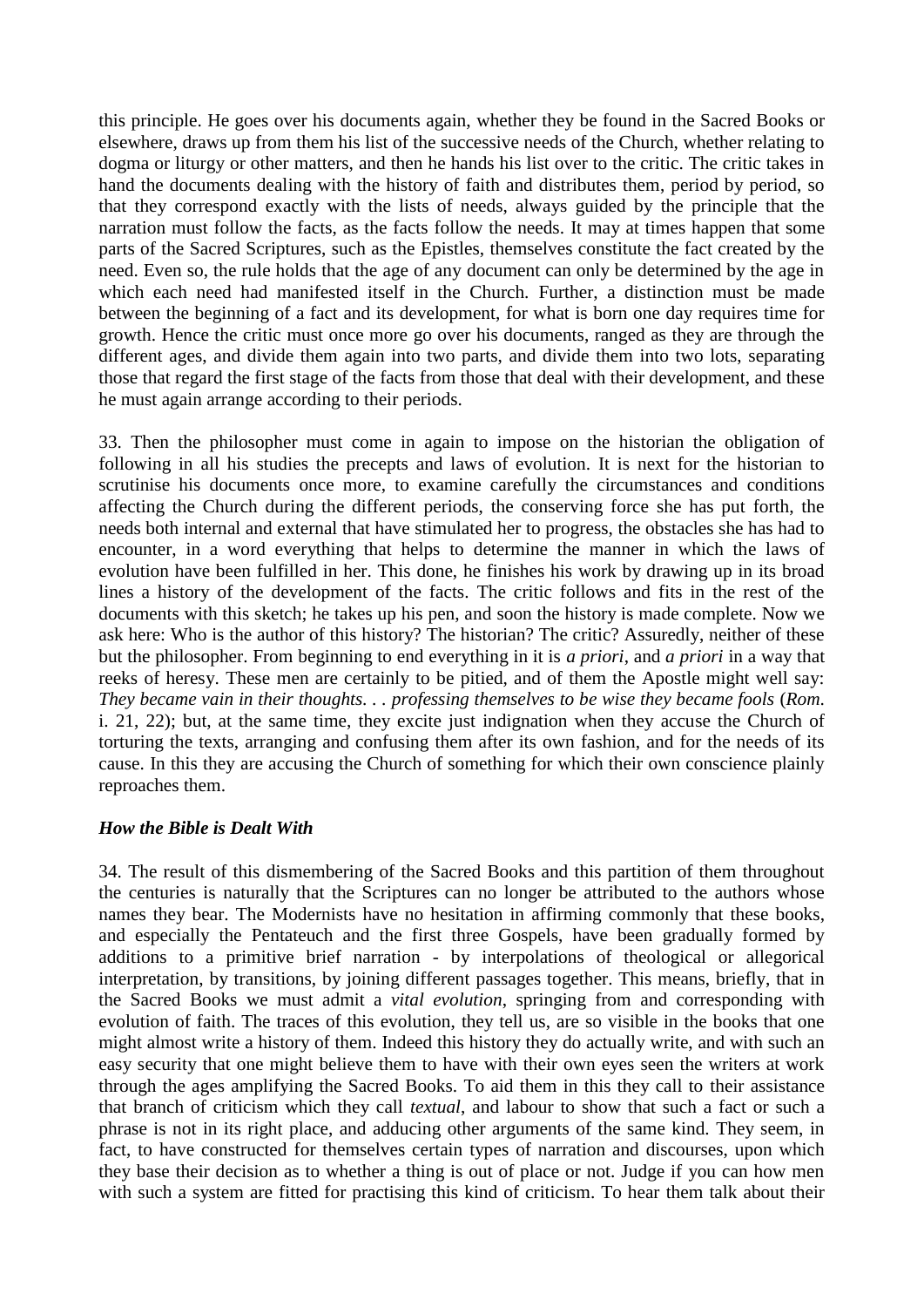this principle. He goes over his documents again, whether they be found in the Sacred Books or elsewhere, draws up from them his list of the successive needs of the Church, whether relating to dogma or liturgy or other matters, and then he hands his list over to the critic. The critic takes in hand the documents dealing with the history of faith and distributes them, period by period, so that they correspond exactly with the lists of needs, always guided by the principle that the narration must follow the facts, as the facts follow the needs. It may at times happen that some parts of the Sacred Scriptures, such as the Epistles, themselves constitute the fact created by the need. Even so, the rule holds that the age of any document can only be determined by the age in which each need had manifested itself in the Church. Further, a distinction must be made between the beginning of a fact and its development, for what is born one day requires time for growth. Hence the critic must once more go over his documents, ranged as they are through the different ages, and divide them again into two parts, and divide them into two lots, separating those that regard the first stage of the facts from those that deal with their development, and these he must again arrange according to their periods.

33. Then the philosopher must come in again to impose on the historian the obligation of following in all his studies the precepts and laws of evolution. It is next for the historian to scrutinise his documents once more, to examine carefully the circumstances and conditions affecting the Church during the different periods, the conserving force she has put forth, the needs both internal and external that have stimulated her to progress, the obstacles she has had to encounter, in a word everything that helps to determine the manner in which the laws of evolution have been fulfilled in her. This done, he finishes his work by drawing up in its broad lines a history of the development of the facts. The critic follows and fits in the rest of the documents with this sketch; he takes up his pen, and soon the history is made complete. Now we ask here: Who is the author of this history? The historian? The critic? Assuredly, neither of these but the philosopher. From beginning to end everything in it is *a priori*, and *a priori* in a way that reeks of heresy. These men are certainly to be pitied, and of them the Apostle might well say: *They became vain in their thoughts. . . professing themselves to be wise they became fools* (*Rom.* i. 21, 22); but, at the same time, they excite just indignation when they accuse the Church of torturing the texts, arranging and confusing them after its own fashion, and for the needs of its cause. In this they are accusing the Church of something for which their own conscience plainly reproaches them.

### *How the Bible is Dealt With*

34. The result of this dismembering of the Sacred Books and this partition of them throughout the centuries is naturally that the Scriptures can no longer be attributed to the authors whose names they bear. The Modernists have no hesitation in affirming commonly that these books, and especially the Pentateuch and the first three Gospels, have been gradually formed by additions to a primitive brief narration - by interpolations of theological or allegorical interpretation, by transitions, by joining different passages together. This means, briefly, that in the Sacred Books we must admit a *vital evolution*, springing from and corresponding with evolution of faith. The traces of this evolution, they tell us, are so visible in the books that one might almost write a history of them. Indeed this history they do actually write, and with such an easy security that one might believe them to have with their own eyes seen the writers at work through the ages amplifying the Sacred Books. To aid them in this they call to their assistance that branch of criticism which they call *textual*, and labour to show that such a fact or such a phrase is not in its right place, and adducing other arguments of the same kind. They seem, in fact, to have constructed for themselves certain types of narration and discourses, upon which they base their decision as to whether a thing is out of place or not. Judge if you can how men with such a system are fitted for practising this kind of criticism. To hear them talk about their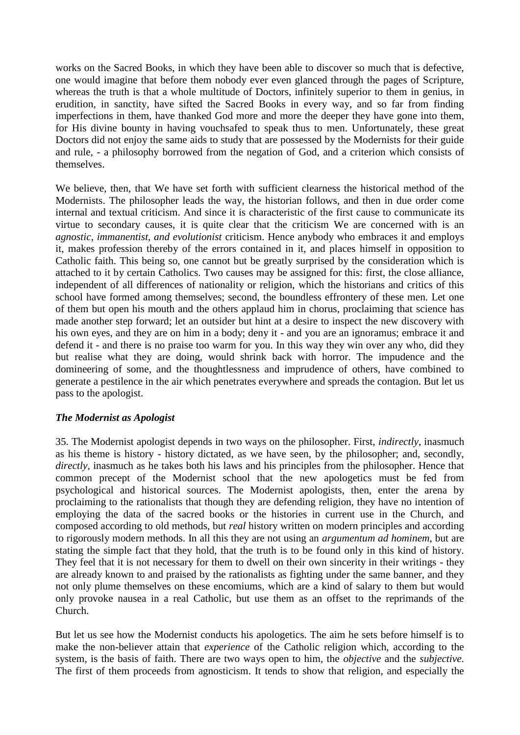works on the Sacred Books, in which they have been able to discover so much that is defective, one would imagine that before them nobody ever even glanced through the pages of Scripture, whereas the truth is that a whole multitude of Doctors, infinitely superior to them in genius, in erudition, in sanctity, have sifted the Sacred Books in every way, and so far from finding imperfections in them, have thanked God more and more the deeper they have gone into them, for His divine bounty in having vouchsafed to speak thus to men. Unfortunately, these great Doctors did not enjoy the same aids to study that are possessed by the Modernists for their guide and rule, - a philosophy borrowed from the negation of God, and a criterion which consists of themselves.

We believe, then, that We have set forth with sufficient clearness the historical method of the Modernists. The philosopher leads the way, the historian follows, and then in due order come internal and textual criticism. And since it is characteristic of the first cause to communicate its virtue to secondary causes, it is quite clear that the criticism We are concerned with is an *agnostic, immanentist, and evolutionist* criticism. Hence anybody who embraces it and employs it, makes profession thereby of the errors contained in it, and places himself in opposition to Catholic faith. This being so, one cannot but be greatly surprised by the consideration which is attached to it by certain Catholics. Two causes may be assigned for this: first, the close alliance, independent of all differences of nationality or religion, which the historians and critics of this school have formed among themselves; second, the boundless effrontery of these men. Let one of them but open his mouth and the others applaud him in chorus, proclaiming that science has made another step forward; let an outsider but hint at a desire to inspect the new discovery with his own eyes, and they are on him in a body; deny it - and you are an ignoramus; embrace it and defend it - and there is no praise too warm for you. In this way they win over any who, did they but realise what they are doing, would shrink back with horror. The impudence and the domineering of some, and the thoughtlessness and imprudence of others, have combined to generate a pestilence in the air which penetrates everywhere and spreads the contagion. But let us pass to the apologist.

### *The Modernist as Apologist*

35. The Modernist apologist depends in two ways on the philosopher. First, *indirectly*, inasmuch as his theme is history - history dictated, as we have seen, by the philosopher; and, secondly, *directly*, inasmuch as he takes both his laws and his principles from the philosopher. Hence that common precept of the Modernist school that the new apologetics must be fed from psychological and historical sources. The Modernist apologists, then, enter the arena by proclaiming to the rationalists that though they are defending religion, they have no intention of employing the data of the sacred books or the histories in current use in the Church, and composed according to old methods, but *real* history written on modern principles and according to rigorously modern methods. In all this they are not using an *argumentum ad hominem*, but are stating the simple fact that they hold, that the truth is to be found only in this kind of history. They feel that it is not necessary for them to dwell on their own sincerity in their writings - they are already known to and praised by the rationalists as fighting under the same banner, and they not only plume themselves on these encomiums, which are a kind of salary to them but would only provoke nausea in a real Catholic, but use them as an offset to the reprimands of the Church.

But let us see how the Modernist conducts his apologetics. The aim he sets before himself is to make the non-believer attain that *experience* of the Catholic religion which, according to the system, is the basis of faith. There are two ways open to him, the *objective* and the *subjective*. The first of them proceeds from agnosticism. It tends to show that religion, and especially the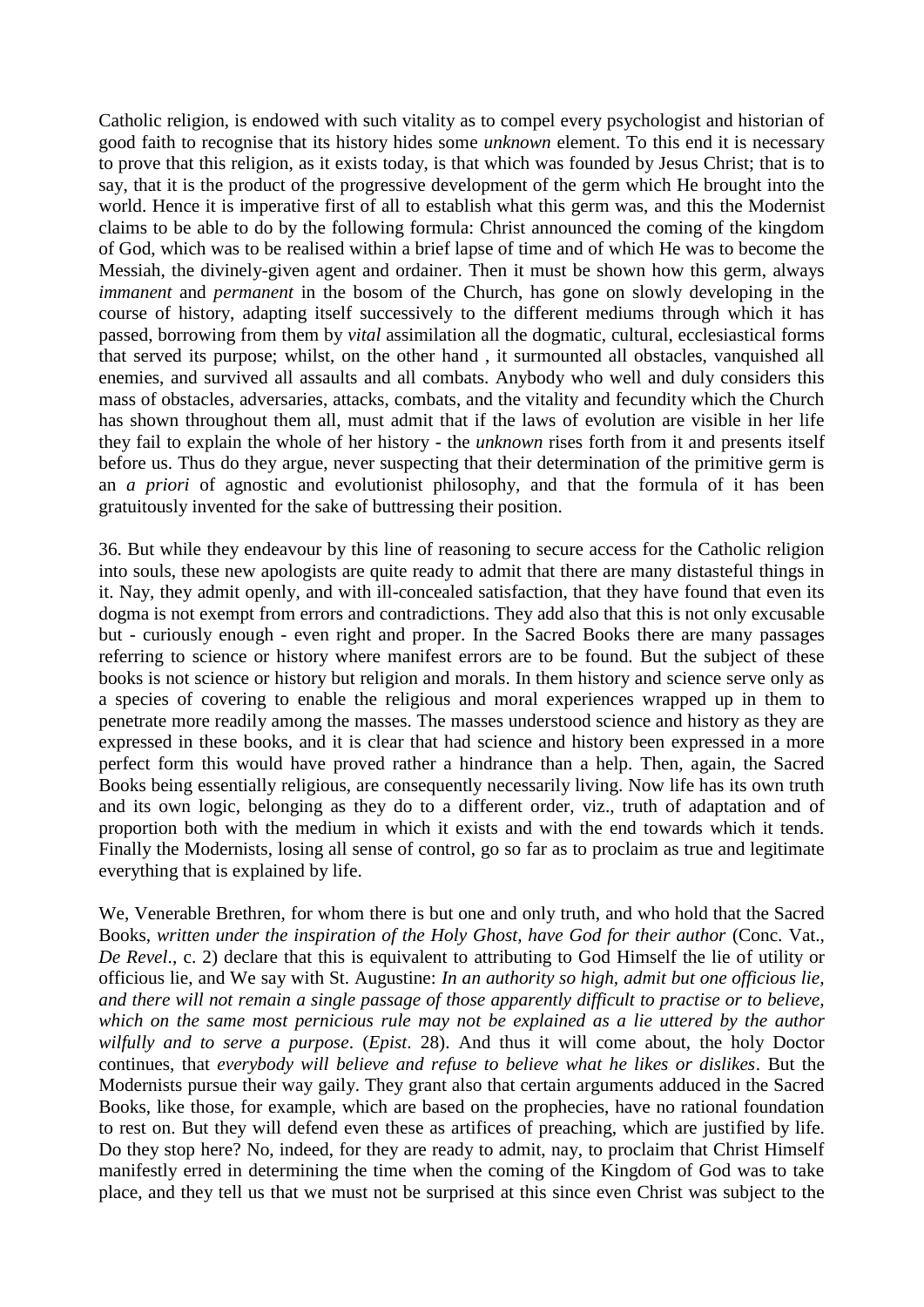Catholic religion, is endowed with such vitality as to compel every psychologist and historian of good faith to recognise that its history hides some *unknown* element. To this end it is necessary to prove that this religion, as it exists today, is that which was founded by Jesus Christ; that is to say, that it is the product of the progressive development of the germ which He brought into the world. Hence it is imperative first of all to establish what this germ was, and this the Modernist claims to be able to do by the following formula: Christ announced the coming of the kingdom of God, which was to be realised within a brief lapse of time and of which He was to become the Messiah, the divinely-given agent and ordainer. Then it must be shown how this germ, always *immanent* and *permanent* in the bosom of the Church, has gone on slowly developing in the course of history, adapting itself successively to the different mediums through which it has passed, borrowing from them by *vital* assimilation all the dogmatic, cultural, ecclesiastical forms that served its purpose; whilst, on the other hand , it surmounted all obstacles, vanquished all enemies, and survived all assaults and all combats. Anybody who well and duly considers this mass of obstacles, adversaries, attacks, combats, and the vitality and fecundity which the Church has shown throughout them all, must admit that if the laws of evolution are visible in her life they fail to explain the whole of her history - the *unknown* rises forth from it and presents itself before us. Thus do they argue, never suspecting that their determination of the primitive germ is an *a priori* of agnostic and evolutionist philosophy, and that the formula of it has been gratuitously invented for the sake of buttressing their position.

36. But while they endeavour by this line of reasoning to secure access for the Catholic religion into souls, these new apologists are quite ready to admit that there are many distasteful things in it. Nay, they admit openly, and with ill-concealed satisfaction, that they have found that even its dogma is not exempt from errors and contradictions. They add also that this is not only excusable but - curiously enough - even right and proper. In the Sacred Books there are many passages referring to science or history where manifest errors are to be found. But the subject of these books is not science or history but religion and morals. In them history and science serve only as a species of covering to enable the religious and moral experiences wrapped up in them to penetrate more readily among the masses. The masses understood science and history as they are expressed in these books, and it is clear that had science and history been expressed in a more perfect form this would have proved rather a hindrance than a help. Then, again, the Sacred Books being essentially religious, are consequently necessarily living. Now life has its own truth and its own logic, belonging as they do to a different order, viz., truth of adaptation and of proportion both with the medium in which it exists and with the end towards which it tends. Finally the Modernists, losing all sense of control, go so far as to proclaim as true and legitimate everything that is explained by life.

We, Venerable Brethren, for whom there is but one and only truth, and who hold that the Sacred Books, *written under the inspiration of the Holy Ghost, have God for their author* (Conc. Vat., *De Revel*., c. 2) declare that this is equivalent to attributing to God Himself the lie of utility or officious lie, and We say with St. Augustine: *In an authority so high, admit but one officious lie, and there will not remain a single passage of those apparently difficult to practise or to believe, which on the same most pernicious rule may not be explained as a lie uttered by the author wilfully and to serve a purpose*. (*Epist*. 28). And thus it will come about, the holy Doctor continues, that *everybody will believe and refuse to believe what he likes or dislikes*. But the Modernists pursue their way gaily. They grant also that certain arguments adduced in the Sacred Books, like those, for example, which are based on the prophecies, have no rational foundation to rest on. But they will defend even these as artifices of preaching, which are justified by life. Do they stop here? No, indeed, for they are ready to admit, nay, to proclaim that Christ Himself manifestly erred in determining the time when the coming of the Kingdom of God was to take place, and they tell us that we must not be surprised at this since even Christ was subject to the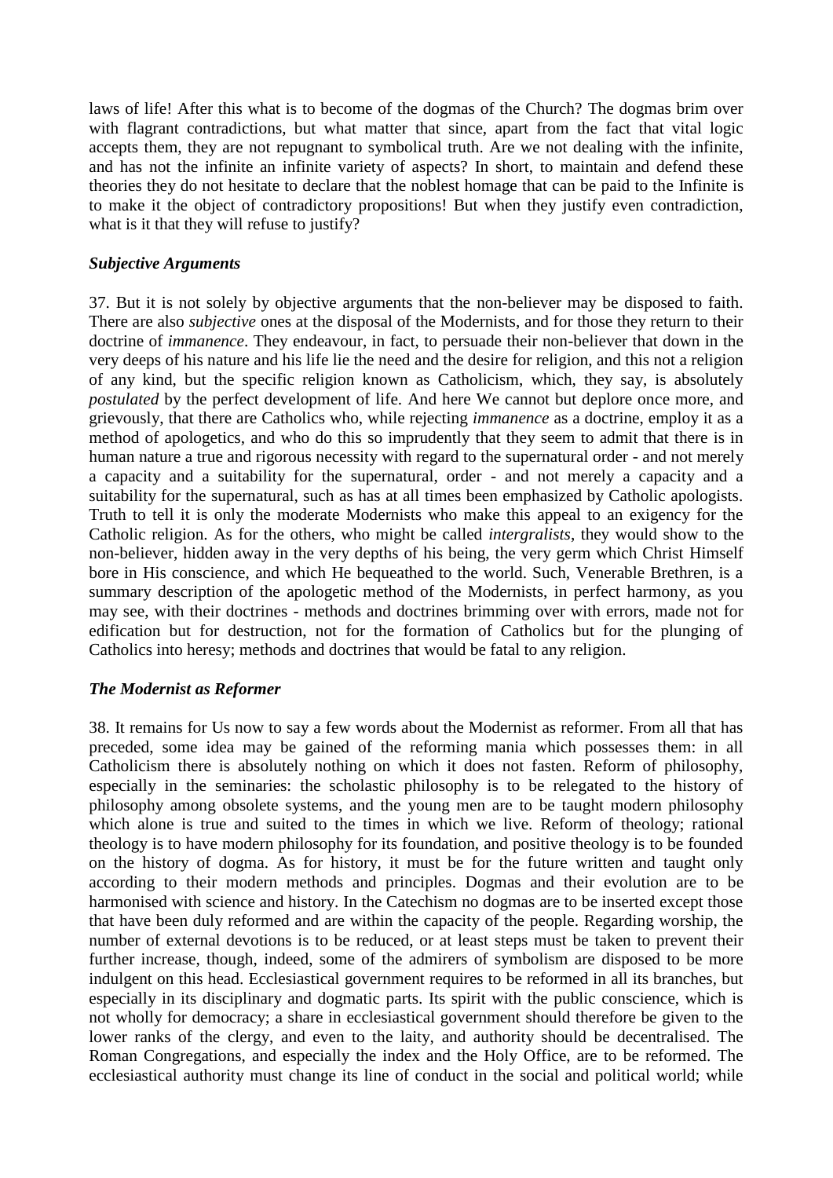laws of life! After this what is to become of the dogmas of the Church? The dogmas brim over with flagrant contradictions, but what matter that since, apart from the fact that vital logic accepts them, they are not repugnant to symbolical truth. Are we not dealing with the infinite, and has not the infinite an infinite variety of aspects? In short, to maintain and defend these theories they do not hesitate to declare that the noblest homage that can be paid to the Infinite is to make it the object of contradictory propositions! But when they justify even contradiction, what is it that they will refuse to justify?

### *Subjective Arguments*

37. But it is not solely by objective arguments that the non-believer may be disposed to faith. There are also *subjective* ones at the disposal of the Modernists, and for those they return to their doctrine of *immanence*. They endeavour, in fact, to persuade their non-believer that down in the very deeps of his nature and his life lie the need and the desire for religion, and this not a religion of any kind, but the specific religion known as Catholicism, which, they say, is absolutely *postulated* by the perfect development of life. And here We cannot but deplore once more, and grievously, that there are Catholics who, while rejecting *immanence* as a doctrine, employ it as a method of apologetics, and who do this so imprudently that they seem to admit that there is in human nature a true and rigorous necessity with regard to the supernatural order - and not merely a capacity and a suitability for the supernatural, order - and not merely a capacity and a suitability for the supernatural, such as has at all times been emphasized by Catholic apologists. Truth to tell it is only the moderate Modernists who make this appeal to an exigency for the Catholic religion. As for the others, who might be called *intergralists*, they would show to the non-believer, hidden away in the very depths of his being, the very germ which Christ Himself bore in His conscience, and which He bequeathed to the world. Such, Venerable Brethren, is a summary description of the apologetic method of the Modernists, in perfect harmony, as you may see, with their doctrines - methods and doctrines brimming over with errors, made not for edification but for destruction, not for the formation of Catholics but for the plunging of Catholics into heresy; methods and doctrines that would be fatal to any religion.

### *The Modernist as Reformer*

38. It remains for Us now to say a few words about the Modernist as reformer. From all that has preceded, some idea may be gained of the reforming mania which possesses them: in all Catholicism there is absolutely nothing on which it does not fasten. Reform of philosophy, especially in the seminaries: the scholastic philosophy is to be relegated to the history of philosophy among obsolete systems, and the young men are to be taught modern philosophy which alone is true and suited to the times in which we live. Reform of theology; rational theology is to have modern philosophy for its foundation, and positive theology is to be founded on the history of dogma. As for history, it must be for the future written and taught only according to their modern methods and principles. Dogmas and their evolution are to be harmonised with science and history. In the Catechism no dogmas are to be inserted except those that have been duly reformed and are within the capacity of the people. Regarding worship, the number of external devotions is to be reduced, or at least steps must be taken to prevent their further increase, though, indeed, some of the admirers of symbolism are disposed to be more indulgent on this head. Ecclesiastical government requires to be reformed in all its branches, but especially in its disciplinary and dogmatic parts. Its spirit with the public conscience, which is not wholly for democracy; a share in ecclesiastical government should therefore be given to the lower ranks of the clergy, and even to the laity, and authority should be decentralised. The Roman Congregations, and especially the index and the Holy Office, are to be reformed. The ecclesiastical authority must change its line of conduct in the social and political world; while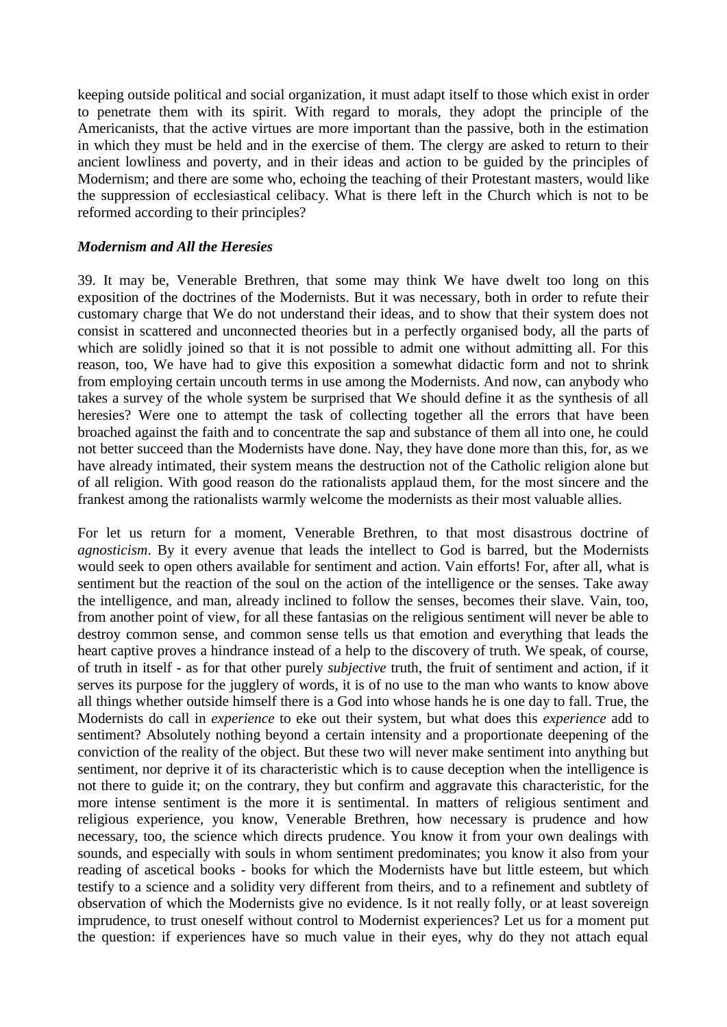keeping outside political and social organization, it must adapt itself to those which exist in order to penetrate them with its spirit. With regard to morals, they adopt the principle of the Americanists, that the active virtues are more important than the passive, both in the estimation in which they must be held and in the exercise of them. The clergy are asked to return to their ancient lowliness and poverty, and in their ideas and action to be guided by the principles of Modernism; and there are some who, echoing the teaching of their Protestant masters, would like the suppression of ecclesiastical celibacy. What is there left in the Church which is not to be reformed according to their principles?

### *Modernism and All the Heresies*

39. It may be, Venerable Brethren, that some may think We have dwelt too long on this exposition of the doctrines of the Modernists. But it was necessary, both in order to refute their customary charge that We do not understand their ideas, and to show that their system does not consist in scattered and unconnected theories but in a perfectly organised body, all the parts of which are solidly joined so that it is not possible to admit one without admitting all. For this reason, too, We have had to give this exposition a somewhat didactic form and not to shrink from employing certain uncouth terms in use among the Modernists. And now, can anybody who takes a survey of the whole system be surprised that We should define it as the synthesis of all heresies? Were one to attempt the task of collecting together all the errors that have been broached against the faith and to concentrate the sap and substance of them all into one, he could not better succeed than the Modernists have done. Nay, they have done more than this, for, as we have already intimated, their system means the destruction not of the Catholic religion alone but of all religion. With good reason do the rationalists applaud them, for the most sincere and the frankest among the rationalists warmly welcome the modernists as their most valuable allies.

For let us return for a moment, Venerable Brethren, to that most disastrous doctrine of *agnosticism*. By it every avenue that leads the intellect to God is barred, but the Modernists would seek to open others available for sentiment and action. Vain efforts! For, after all, what is sentiment but the reaction of the soul on the action of the intelligence or the senses. Take away the intelligence, and man, already inclined to follow the senses, becomes their slave. Vain, too, from another point of view, for all these fantasias on the religious sentiment will never be able to destroy common sense, and common sense tells us that emotion and everything that leads the heart captive proves a hindrance instead of a help to the discovery of truth. We speak, of course, of truth in itself - as for that other purely *subjective* truth, the fruit of sentiment and action, if it serves its purpose for the jugglery of words, it is of no use to the man who wants to know above all things whether outside himself there is a God into whose hands he is one day to fall. True, the Modernists do call in *experience* to eke out their system, but what does this *experience* add to sentiment? Absolutely nothing beyond a certain intensity and a proportionate deepening of the conviction of the reality of the object. But these two will never make sentiment into anything but sentiment, nor deprive it of its characteristic which is to cause deception when the intelligence is not there to guide it; on the contrary, they but confirm and aggravate this characteristic, for the more intense sentiment is the more it is sentimental. In matters of religious sentiment and religious experience, you know, Venerable Brethren, how necessary is prudence and how necessary, too, the science which directs prudence. You know it from your own dealings with sounds, and especially with souls in whom sentiment predominates; you know it also from your reading of ascetical books - books for which the Modernists have but little esteem, but which testify to a science and a solidity very different from theirs, and to a refinement and subtlety of observation of which the Modernists give no evidence. Is it not really folly, or at least sovereign imprudence, to trust oneself without control to Modernist experiences? Let us for a moment put the question: if experiences have so much value in their eyes, why do they not attach equal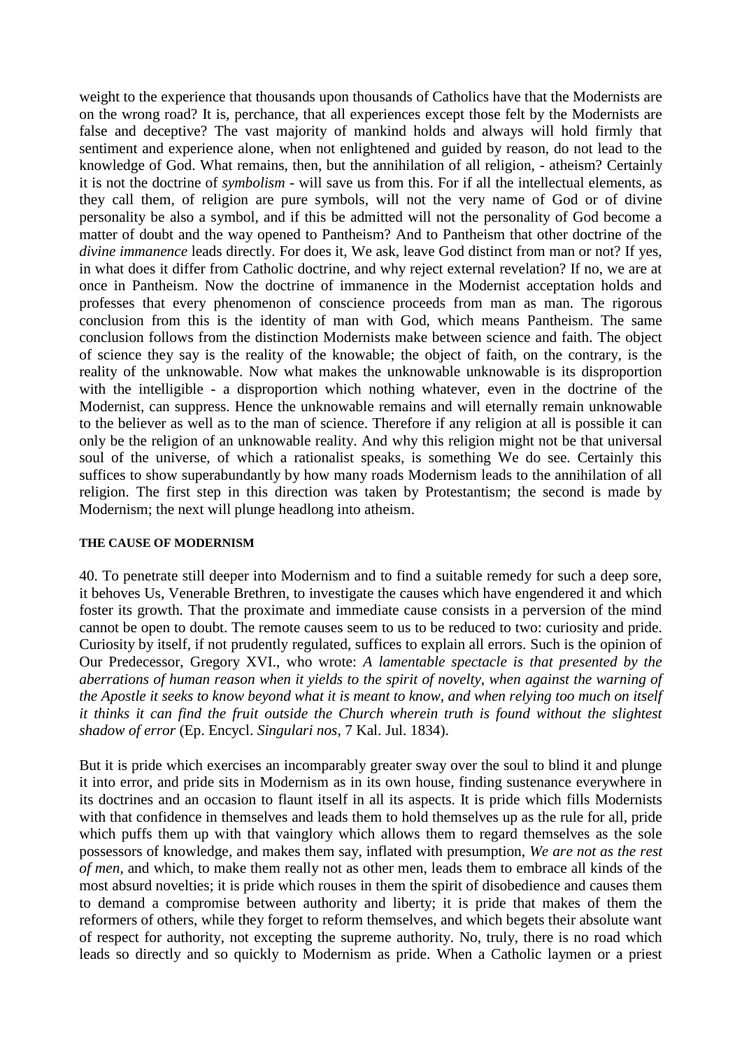weight to the experience that thousands upon thousands of Catholics have that the Modernists are on the wrong road? It is, perchance, that all experiences except those felt by the Modernists are false and deceptive? The vast majority of mankind holds and always will hold firmly that sentiment and experience alone, when not enlightened and guided by reason, do not lead to the knowledge of God. What remains, then, but the annihilation of all religion, - atheism? Certainly it is not the doctrine of *symbolism* - will save us from this. For if all the intellectual elements, as they call them, of religion are pure symbols, will not the very name of God or of divine personality be also a symbol, and if this be admitted will not the personality of God become a matter of doubt and the way opened to Pantheism? And to Pantheism that other doctrine of the *divine immanence* leads directly. For does it, We ask, leave God distinct from man or not? If yes, in what does it differ from Catholic doctrine, and why reject external revelation? If no, we are at once in Pantheism. Now the doctrine of immanence in the Modernist acceptation holds and professes that every phenomenon of conscience proceeds from man as man. The rigorous conclusion from this is the identity of man with God, which means Pantheism. The same conclusion follows from the distinction Modernists make between science and faith. The object of science they say is the reality of the knowable; the object of faith, on the contrary, is the reality of the unknowable. Now what makes the unknowable unknowable is its disproportion with the intelligible - a disproportion which nothing whatever, even in the doctrine of the Modernist, can suppress. Hence the unknowable remains and will eternally remain unknowable to the believer as well as to the man of science. Therefore if any religion at all is possible it can only be the religion of an unknowable reality. And why this religion might not be that universal soul of the universe, of which a rationalist speaks, is something We do see. Certainly this suffices to show superabundantly by how many roads Modernism leads to the annihilation of all religion. The first step in this direction was taken by Protestantism; the second is made by Modernism; the next will plunge headlong into atheism.

#### THE CAUSE OF MODERNISM

40. To penetrate still deeper into Modernism and to find a suitable remedy for such a deep sore, it behoves Us, Venerable Brethren, to investigate the causes which have engendered it and which foster its growth. That the proximate and immediate cause consists in a perversion of the mind cannot be open to doubt. The remote causes seem to us to be reduced to two: curiosity and pride. Curiosity by itself, if not prudently regulated, suffices to explain all errors. Such is the opinion of Our Predecessor, Gregory XVI., who wrote: *A lamentable spectacle is that presented by the aberrations of human reason when it yields to the spirit of novelty, when against the warning of the Apostle it seeks to know beyond what it is meant to know, and when relying too much on itself it thinks it can find the fruit outside the Church wherein truth is found without the slightest shadow of error* (Ep. Encycl. *Singulari nos*, 7 Kal. Jul. 1834).

But it is pride which exercises an incomparably greater sway over the soul to blind it and plunge it into error, and pride sits in Modernism as in its own house, finding sustenance everywhere in its doctrines and an occasion to flaunt itself in all its aspects. It is pride which fills Modernists with that confidence in themselves and leads them to hold themselves up as the rule for all, pride which puffs them up with that vainglory which allows them to regard themselves as the sole possessors of knowledge, and makes them say, inflated with presumption, *We are not as the rest of men*, and which, to make them really not as other men, leads them to embrace all kinds of the most absurd novelties; it is pride which rouses in them the spirit of disobedience and causes them to demand a compromise between authority and liberty; it is pride that makes of them the reformers of others, while they forget to reform themselves, and which begets their absolute want of respect for authority, not excepting the supreme authority. No, truly, there is no road which leads so directly and so quickly to Modernism as pride. When a Catholic laymen or a priest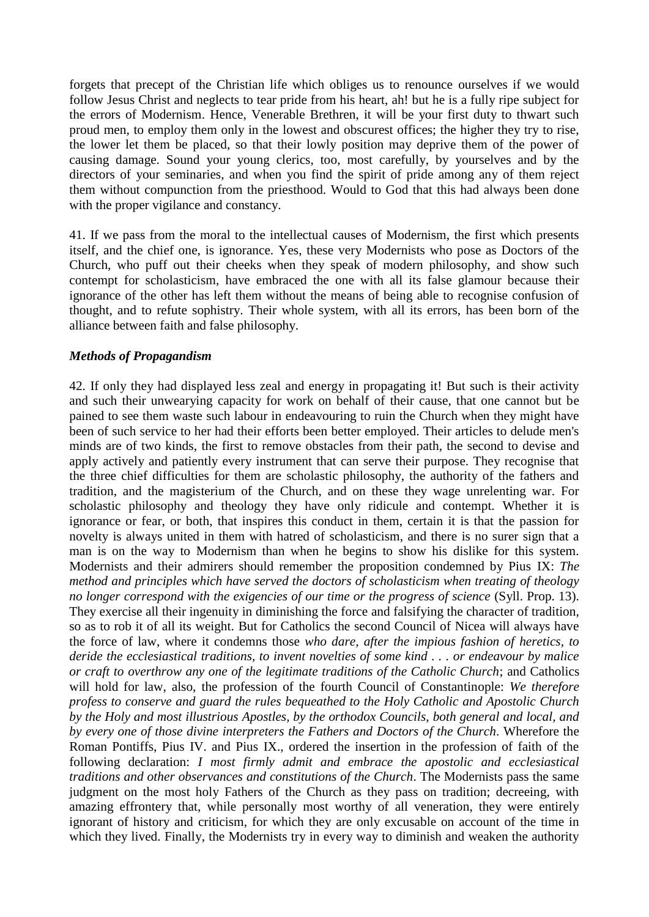forgets that precept of the Christian life which obliges us to renounce ourselves if we would follow Jesus Christ and neglects to tear pride from his heart, ah! but he is a fully ripe subject for the errors of Modernism. Hence, Venerable Brethren, it will be your first duty to thwart such proud men, to employ them only in the lowest and obscurest offices; the higher they try to rise, the lower let them be placed, so that their lowly position may deprive them of the power of causing damage. Sound your young clerics, too, most carefully, by yourselves and by the directors of your seminaries, and when you find the spirit of pride among any of them reject them without compunction from the priesthood. Would to God that this had always been done with the proper vigilance and constancy.

41. If we pass from the moral to the intellectual causes of Modernism, the first which presents itself, and the chief one, is ignorance. Yes, these very Modernists who pose as Doctors of the Church, who puff out their cheeks when they speak of modern philosophy, and show such contempt for scholasticism, have embraced the one with all its false glamour because their ignorance of the other has left them without the means of being able to recognise confusion of thought, and to refute sophistry. Their whole system, with all its errors, has been born of the alliance between faith and false philosophy.

### ***Methods of Propagandism***

42. If only they had displayed less zeal and energy in propagating it! But such is their activity and such their unwearying capacity for work on behalf of their cause, that one cannot but be pained to see them waste such labour in endeavouring to ruin the Church when they might have been of such service to her had their efforts been better employed. Their articles to delude men's minds are of two kinds, the first to remove obstacles from their path, the second to devise and apply actively and patiently every instrument that can serve their purpose. They recognise that the three chief difficulties for them are scholastic philosophy, the authority of the fathers and tradition, and the magisterium of the Church, and on these they wage unrelenting war. For scholastic philosophy and theology they have only ridicule and contempt. Whether it is ignorance or fear, or both, that inspires this conduct in them, certain it is that the passion for novelty is always united in them with hatred of scholasticism, and there is no surer sign that a man is on the way to Modernism than when he begins to show his dislike for this system. Modernists and their admirers should remember the proposition condemned by Pius IX: *The method and principles which have served the doctors of scholasticism when treating of theology no longer correspond with the exigencies of our time or the progress of science* (Syll. Prop. 13). They exercise all their ingenuity in diminishing the force and falsifying the character of tradition, so as to rob it of all its weight. But for Catholics the second Council of Nicea will always have the force of law, where it condemns those *who dare, after the impious fashion of heretics, to deride the ecclesiastical traditions, to invent novelties of some kind . . . or endeavour by malice or craft to overthrow any one of the legitimate traditions of the Catholic Church*; and Catholics will hold for law, also, the profession of the fourth Council of Constantinople: *We therefore profess to conserve and guard the rules bequeathed to the Holy Catholic and Apostolic Church by the Holy and most illustrious Apostles, by the orthodox Councils, both general and local, and by every one of those divine interpreters the Fathers and Doctors of the Church*. Wherefore the Roman Pontiffs, Pius IV. and Pius IX., ordered the insertion in the profession of faith of the following declaration: *I most firmly admit and embrace the apostolic and ecclesiastical traditions and other observances and constitutions of the Church*. The Modernists pass the same judgment on the most holy Fathers of the Church as they pass on tradition; decreeing, with amazing effrontery that, while personally most worthy of all veneration, they were entirely ignorant of history and criticism, for which they are only excusable on account of the time in which they lived. Finally, the Modernists try in every way to diminish and weaken the authority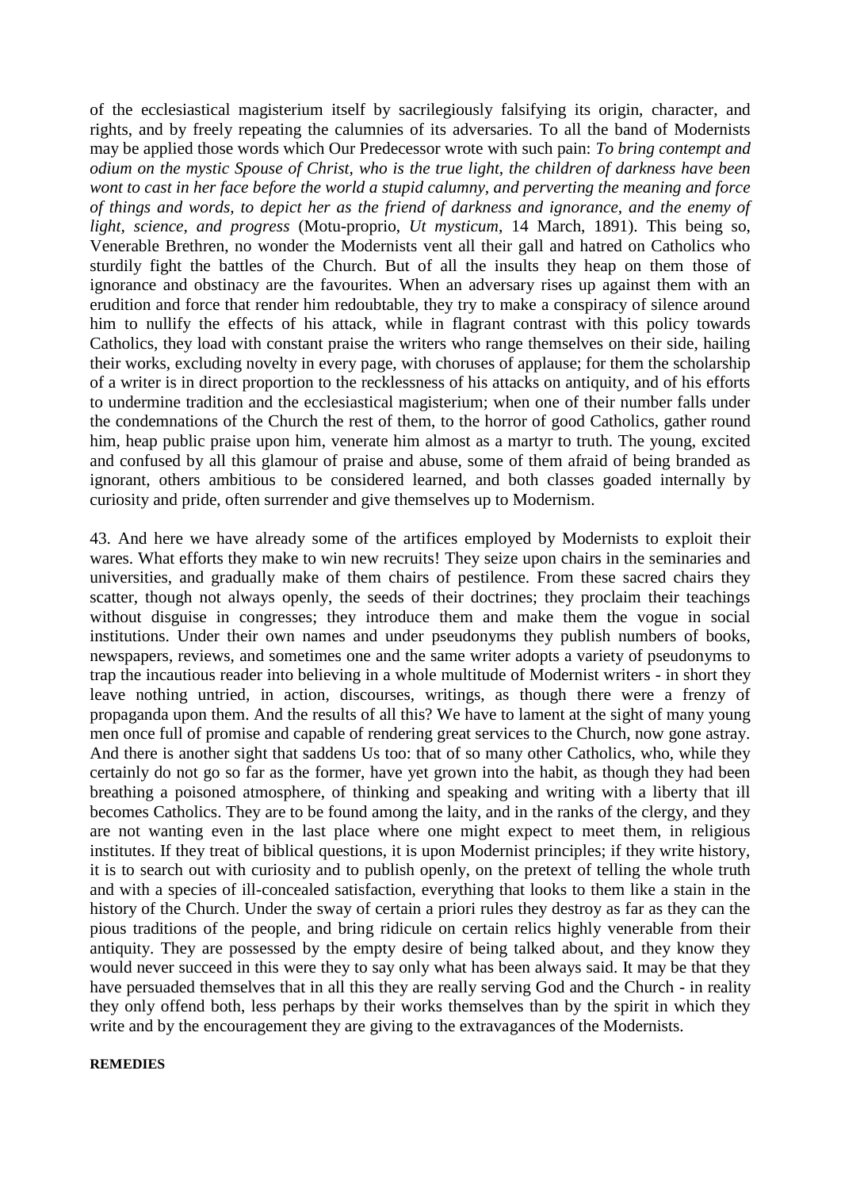of the ecclesiastical magisterium itself by sacrilegiously falsifying its origin, character, and rights, and by freely repeating the calumnies of its adversaries. To all the band of Modernists may be applied those words which Our Predecessor wrote with such pain: *To bring contempt and odium on the mystic Spouse of Christ, who is the true light, the children of darkness have been wont to cast in her face before the world a stupid calumny, and perverting the meaning and force of things and words, to depict her as the friend of darkness and ignorance, and the enemy of light, science, and progress* (Motu-proprio, *Ut mysticum*, 14 March, 1891). This being so, Venerable Brethren, no wonder the Modernists vent all their gall and hatred on Catholics who sturdily fight the battles of the Church. But of all the insults they heap on them those of ignorance and obstinacy are the favourites. When an adversary rises up against them with an erudition and force that render him redoubtable, they try to make a conspiracy of silence around him to nullify the effects of his attack, while in flagrant contrast with this policy towards Catholics, they load with constant praise the writers who range themselves on their side, hailing their works, excluding novelty in every page, with choruses of applause; for them the scholarship of a writer is in direct proportion to the recklessness of his attacks on antiquity, and of his efforts to undermine tradition and the ecclesiastical magisterium; when one of their number falls under the condemnations of the Church the rest of them, to the horror of good Catholics, gather round him, heap public praise upon him, venerate him almost as a martyr to truth. The young, excited and confused by all this glamour of praise and abuse, some of them afraid of being branded as ignorant, others ambitious to be considered learned, and both classes goaded internally by curiosity and pride, often surrender and give themselves up to Modernism.

43. And here we have already some of the artifices employed by Modernists to exploit their wares. What efforts they make to win new recruits! They seize upon chairs in the seminaries and universities, and gradually make of them chairs of pestilence. From these sacred chairs they scatter, though not always openly, the seeds of their doctrines; they proclaim their teachings without disguise in congresses; they introduce them and make them the vogue in social institutions. Under their own names and under pseudonyms they publish numbers of books, newspapers, reviews, and sometimes one and the same writer adopts a variety of pseudonyms to trap the incautious reader into believing in a whole multitude of Modernist writers - in short they leave nothing untried, in action, discourses, writings, as though there were a frenzy of propaganda upon them. And the results of all this? We have to lament at the sight of many young men once full of promise and capable of rendering great services to the Church, now gone astray. And there is another sight that saddens Us too: that of so many other Catholics, who, while they certainly do not go so far as the former, have yet grown into the habit, as though they had been breathing a poisoned atmosphere, of thinking and speaking and writing with a liberty that ill becomes Catholics. They are to be found among the laity, and in the ranks of the clergy, and they are not wanting even in the last place where one might expect to meet them, in religious institutes. If they treat of biblical questions, it is upon Modernist principles; if they write history, it is to search out with curiosity and to publish openly, on the pretext of telling the whole truth and with a species of ill-concealed satisfaction, everything that looks to them like a stain in the history of the Church. Under the sway of certain a priori rules they destroy as far as they can the pious traditions of the people, and bring ridicule on certain relics highly venerable from their antiquity. They are possessed by the empty desire of being talked about, and they know they would never succeed in this were they to say only what has been always said. It may be that they have persuaded themselves that in all this they are really serving God and the Church - in reality they only offend both, less perhaps by their works themselves than by the spirit in which they write and by the encouragement they are giving to the extravagances of the Modernists.

**REMEDIES**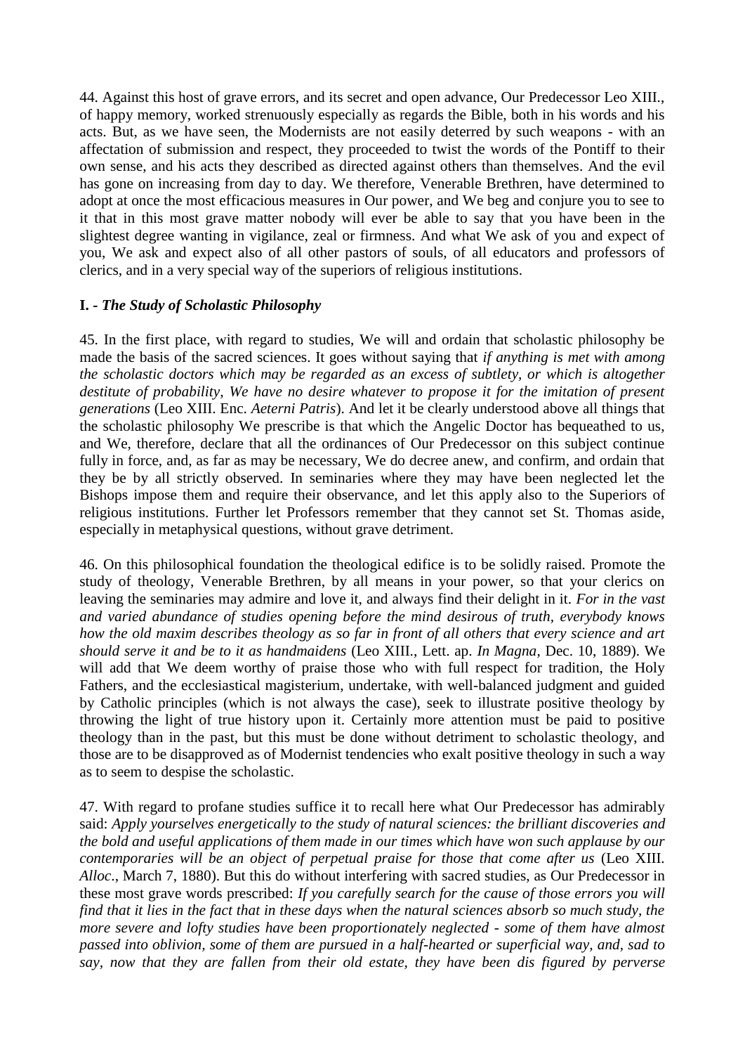44. Against this host of grave errors, and its secret and open advance, Our Predecessor Leo XIII., of happy memory, worked strenuously especially as regards the Bible, both in his words and his acts. But, as we have seen, the Modernists are not easily deterred by such weapons - with an affectation of submission and respect, they proceeded to twist the words of the Pontiff to their own sense, and his acts they described as directed against others than themselves. And the evil has gone on increasing from day to day. We therefore, Venerable Brethren, have determined to adopt at once the most efficacious measures in Our power, and We beg and conjure you to see to it that in this most grave matter nobody will ever be able to say that you have been in the slightest degree wanting in vigilance, zeal or firmness. And what We ask of you and expect of you, We ask and expect also of all other pastors of souls, of all educators and professors of clerics, and in a very special way of the superiors of religious institutions.

### I. - *The Study of Scholastic Philosophy*

45. In the first place, with regard to studies, We will and ordain that scholastic philosophy be made the basis of the sacred sciences. It goes without saying that *if anything is met with among the scholastic doctors which may be regarded as an excess of subtlety, or which is altogether destitute of probability, We have no desire whatever to propose it for the imitation of present generations* (Leo XIII. Enc. *Aeterni Patris*). And let it be clearly understood above all things that the scholastic philosophy We prescribe is that which the Angelic Doctor has bequeathed to us, and We, therefore, declare that all the ordinances of Our Predecessor on this subject continue fully in force, and, as far as may be necessary, We do decree anew, and confirm, and ordain that they be by all strictly observed. In seminaries where they may have been neglected let the Bishops impose them and require their observance, and let this apply also to the Superiors of religious institutions. Further let Professors remember that they cannot set St. Thomas aside, especially in metaphysical questions, without grave detriment.

46. On this philosophical foundation the theological edifice is to be solidly raised. Promote the study of theology, Venerable Brethren, by all means in your power, so that your clerics on leaving the seminaries may admire and love it, and always find their delight in it. *For in the vast and varied abundance of studies opening before the mind desirous of truth, everybody knows how the old maxim describes theology as so far in front of all others that every science and art should serve it and be to it as handmaidens* (Leo XIII., Lett. ap. *In Magna*, Dec. 10, 1889). We will add that We deem worthy of praise those who with full respect for tradition, the Holy Fathers, and the ecclesiastical magisterium, undertake, with well-balanced judgment and guided by Catholic principles (which is not always the case), seek to illustrate positive theology by throwing the light of true history upon it. Certainly more attention must be paid to positive theology than in the past, but this must be done without detriment to scholastic theology, and those are to be disapproved as of Modernist tendencies who exalt positive theology in such a way as to seem to despise the scholastic.

47. With regard to profane studies suffice it to recall here what Our Predecessor has admirably said: *Apply yourselves energetically to the study of natural sciences: the brilliant discoveries and the bold and useful applications of them made in our times which have won such applause by our contemporaries will be an object of perpetual praise for those that come after us* (Leo XIII. *Alloc*., March 7, 1880). But this do without interfering with sacred studies, as Our Predecessor in these most grave words prescribed: *If you carefully search for the cause of those errors you will find that it lies in the fact that in these days when the natural sciences absorb so much study, the more severe and lofty studies have been proportionately neglected - some of them have almost passed into oblivion, some of them are pursued in a half-hearted or superficial way, and, sad to say, now that they are fallen from their old estate, they have been dis figured by perverse*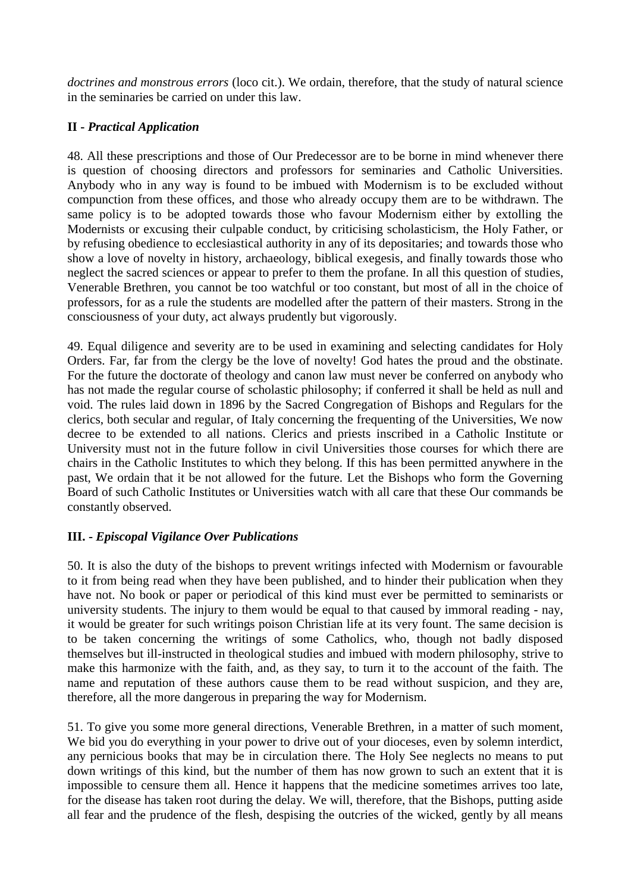*doctrines and monstrous errors* (loco cit.). We ordain, therefore, that the study of natural science in the seminaries be carried on under this law.

### II - *Practical Application*

48. All these prescriptions and those of Our Predecessor are to be borne in mind whenever there is question of choosing directors and professors for seminaries and Catholic Universities. Anybody who in any way is found to be imbued with Modernism is to be excluded without compunction from these offices, and those who already occupy them are to be withdrawn. The same policy is to be adopted towards those who favour Modernism either by extolling the Modernists or excusing their culpable conduct, by criticising scholasticism, the Holy Father, or by refusing obedience to ecclesiastical authority in any of its depositaries; and towards those who show a love of novelty in history, archaeology, biblical exegesis, and finally towards those who neglect the sacred sciences or appear to prefer to them the profane. In all this question of studies, Venerable Brethren, you cannot be too watchful or too constant, but most of all in the choice of professors, for as a rule the students are modelled after the pattern of their masters. Strong in the consciousness of your duty, act always prudently but vigorously.

49. Equal diligence and severity are to be used in examining and selecting candidates for Holy Orders. Far, far from the clergy be the love of novelty! God hates the proud and the obstinate. For the future the doctorate of theology and canon law must never be conferred on anybody who has not made the regular course of scholastic philosophy; if conferred it shall be held as null and void. The rules laid down in 1896 by the Sacred Congregation of Bishops and Regulars for the clerics, both secular and regular, of Italy concerning the frequenting of the Universities, We now decree to be extended to all nations. Clerics and priests inscribed in a Catholic Institute or University must not in the future follow in civil Universities those courses for which there are chairs in the Catholic Institutes to which they belong. If this has been permitted anywhere in the past, We ordain that it be not allowed for the future. Let the Bishops who form the Governing Board of such Catholic Institutes or Universities watch with all care that these Our commands be constantly observed.

### III. - *Episcopal Vigilance Over Publications*

50. It is also the duty of the bishops to prevent writings infected with Modernism or favourable to it from being read when they have been published, and to hinder their publication when they have not. No book or paper or periodical of this kind must ever be permitted to seminarists or university students. The injury to them would be equal to that caused by immoral reading - nay, it would be greater for such writings poison Christian life at its very fount. The same decision is to be taken concerning the writings of some Catholics, who, though not badly disposed themselves but ill-instructed in theological studies and imbued with modern philosophy, strive to make this harmonize with the faith, and, as they say, to turn it to the account of the faith. The name and reputation of these authors cause them to be read without suspicion, and they are, therefore, all the more dangerous in preparing the way for Modernism.

51. To give you some more general directions, Venerable Brethren, in a matter of such moment, We bid you do everything in your power to drive out of your dioceses, even by solemn interdict, any pernicious books that may be in circulation there. The Holy See neglects no means to put down writings of this kind, but the number of them has now grown to such an extent that it is impossible to censure them all. Hence it happens that the medicine sometimes arrives too late, for the disease has taken root during the delay. We will, therefore, that the Bishops, putting aside all fear and the prudence of the flesh, despising the outcries of the wicked, gently by all means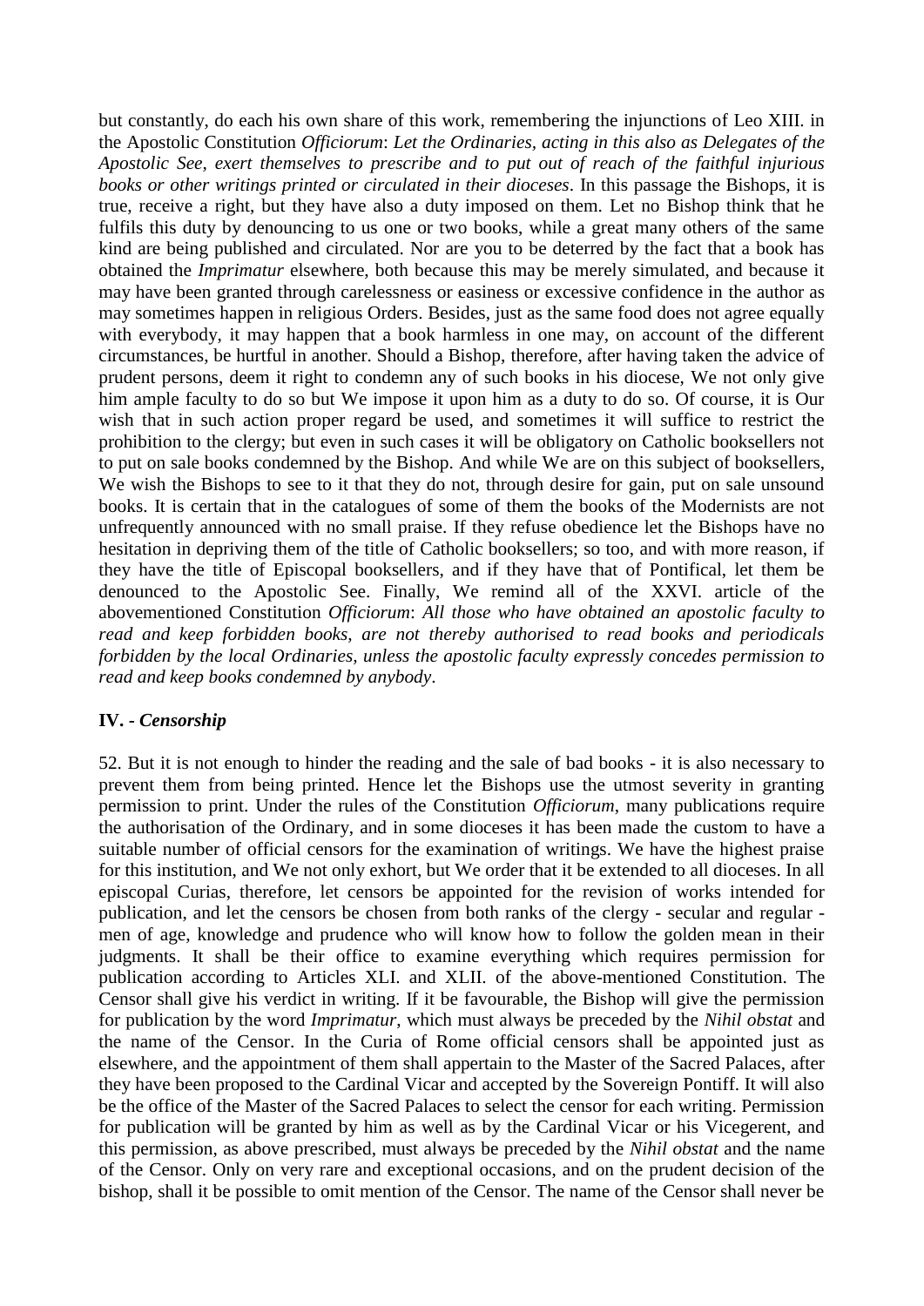but constantly, do each his own share of this work, remembering the injunctions of Leo XIII. in the Apostolic Constitution *Officiorum*: *Let the Ordinaries, acting in this also as Delegates of the Apostolic See, exert themselves to prescribe and to put out of reach of the faithful injurious books or other writings printed or circulated in their dioceses*. In this passage the Bishops, it is true, receive a right, but they have also a duty imposed on them. Let no Bishop think that he fulfils this duty by denouncing to us one or two books, while a great many others of the same kind are being published and circulated. Nor are you to be deterred by the fact that a book has obtained the *Imprimatur* elsewhere, both because this may be merely simulated, and because it may have been granted through carelessness or easiness or excessive confidence in the author as may sometimes happen in religious Orders. Besides, just as the same food does not agree equally with everybody, it may happen that a book harmless in one may, on account of the different circumstances, be hurtful in another. Should a Bishop, therefore, after having taken the advice of prudent persons, deem it right to condemn any of such books in his diocese, We not only give him ample faculty to do so but We impose it upon him as a duty to do so. Of course, it is Our wish that in such action proper regard be used, and sometimes it will suffice to restrict the prohibition to the clergy; but even in such cases it will be obligatory on Catholic booksellers not to put on sale books condemned by the Bishop. And while We are on this subject of booksellers, We wish the Bishops to see to it that they do not, through desire for gain, put on sale unsound books. It is certain that in the catalogues of some of them the books of the Modernists are not unfrequently announced with no small praise. If they refuse obedience let the Bishops have no hesitation in depriving them of the title of Catholic booksellers; so too, and with more reason, if they have the title of Episcopal booksellers, and if they have that of Pontifical, let them be denounced to the Apostolic See. Finally, We remind all of the XXVI. article of the abovementioned Constitution *Officiorum*: *All those who have obtained an apostolic faculty to read and keep forbidden books, are not thereby authorised to read books and periodicals forbidden by the local Ordinaries, unless the apostolic faculty expressly concedes permission to read and keep books condemned by anybody*.

### IV. - *Censorship*

52. But it is not enough to hinder the reading and the sale of bad books - it is also necessary to prevent them from being printed. Hence let the Bishops use the utmost severity in granting permission to print. Under the rules of the Constitution *Officiorum*, many publications require the authorisation of the Ordinary, and in some dioceses it has been made the custom to have a suitable number of official censors for the examination of writings. We have the highest praise for this institution, and We not only exhort, but We order that it be extended to all dioceses. In all episcopal Curias, therefore, let censors be appointed for the revision of works intended for publication, and let the censors be chosen from both ranks of the clergy - secular and regular - men of age, knowledge and prudence who will know how to follow the golden mean in their judgments. It shall be their office to examine everything which requires permission for publication according to Articles XLI. and XLII. of the above-mentioned Constitution. The Censor shall give his verdict in writing. If it be favourable, the Bishop will give the permission for publication by the word *Imprimatur*, which must always be preceded by the *Nihil obstat* and the name of the Censor. In the Curia of Rome official censors shall be appointed just as elsewhere, and the appointment of them shall appertain to the Master of the Sacred Palaces, after they have been proposed to the Cardinal Vicar and accepted by the Sovereign Pontiff. It will also be the office of the Master of the Sacred Palaces to select the censor for each writing. Permission for publication will be granted by him as well as by the Cardinal Vicar or his Vicegerent, and this permission, as above prescribed, must always be preceded by the *Nihil obstat* and the name of the Censor. Only on very rare and exceptional occasions, and on the prudent decision of the bishop, shall it be possible to omit mention of the Censor. The name of the Censor shall never be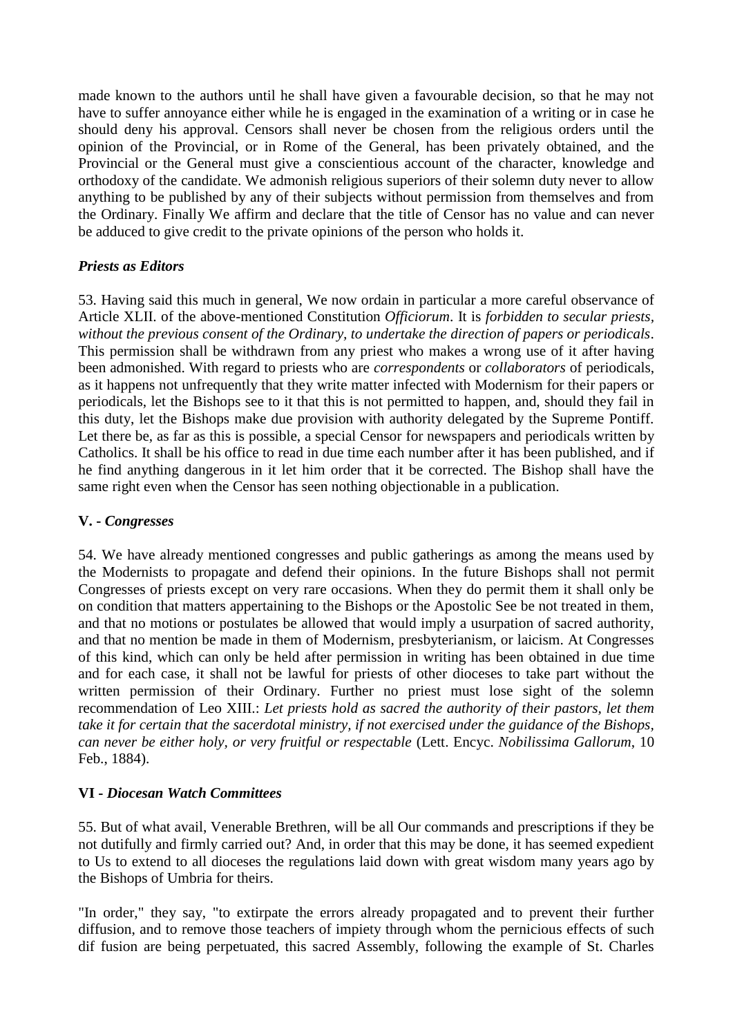made known to the authors until he shall have given a favourable decision, so that he may not have to suffer annoyance either while he is engaged in the examination of a writing or in case he should deny his approval. Censors shall never be chosen from the religious orders until the opinion of the Provincial, or in Rome of the General, has been privately obtained, and the Provincial or the General must give a conscientious account of the character, knowledge and orthodoxy of the candidate. We admonish religious superiors of their solemn duty never to allow anything to be published by any of their subjects without permission from themselves and from the Ordinary. Finally We affirm and declare that the title of Censor has no value and can never be adduced to give credit to the private opinions of the person who holds it.

### *Priests as Editors*

53. Having said this much in general, We now ordain in particular a more careful observance of Article XLII. of the above-mentioned Constitution *Officiorum*. It is *forbidden to secular priests, without the previous consent of the Ordinary, to undertake the direction of papers or periodicals*. This permission shall be withdrawn from any priest who makes a wrong use of it after having been admonished. With regard to priests who are *correspondents* or *collaborators* of periodicals, as it happens not unfrequently that they write matter infected with Modernism for their papers or periodicals, let the Bishops see to it that this is not permitted to happen, and, should they fail in this duty, let the Bishops make due provision with authority delegated by the Supreme Pontiff. Let there be, as far as this is possible, a special Censor for newspapers and periodicals written by Catholics. It shall be his office to read in due time each number after it has been published, and if he find anything dangerous in it let him order that it be corrected. The Bishop shall have the same right even when the Censor has seen nothing objectionable in a publication.

### **V. -** *Congresses*

54. We have already mentioned congresses and public gatherings as among the means used by the Modernists to propagate and defend their opinions. In the future Bishops shall not permit Congresses of priests except on very rare occasions. When they do permit them it shall only be on condition that matters appertaining to the Bishops or the Apostolic See be not treated in them, and that no motions or postulates be allowed that would imply a usurpation of sacred authority, and that no mention be made in them of Modernism, presbyterianism, or laicism. At Congresses of this kind, which can only be held after permission in writing has been obtained in due time and for each case, it shall not be lawful for priests of other dioceses to take part without the written permission of their Ordinary. Further no priest must lose sight of the solemn recommendation of Leo XIII.: *Let priests hold as sacred the authority of their pastors, let them take it for certain that the sacerdotal ministry, if not exercised under the guidance of the Bishops, can never be either holy, or very fruitful or respectable* (Lett. Encyc. *Nobilissima Gallorum*, 10 Feb., 1884).

### **VI -** *Diocesan Watch Committees*

55. But of what avail, Venerable Brethren, will be all Our commands and prescriptions if they be not dutifully and firmly carried out? And, in order that this may be done, it has seemed expedient to Us to extend to all dioceses the regulations laid down with great wisdom many years ago by the Bishops of Umbria for theirs.

"In order," they say, "to extirpate the errors already propagated and to prevent their further diffusion, and to remove those teachers of impiety through whom the pernicious effects of such dif fusion are being perpetuated, this sacred Assembly, following the example of St. Charles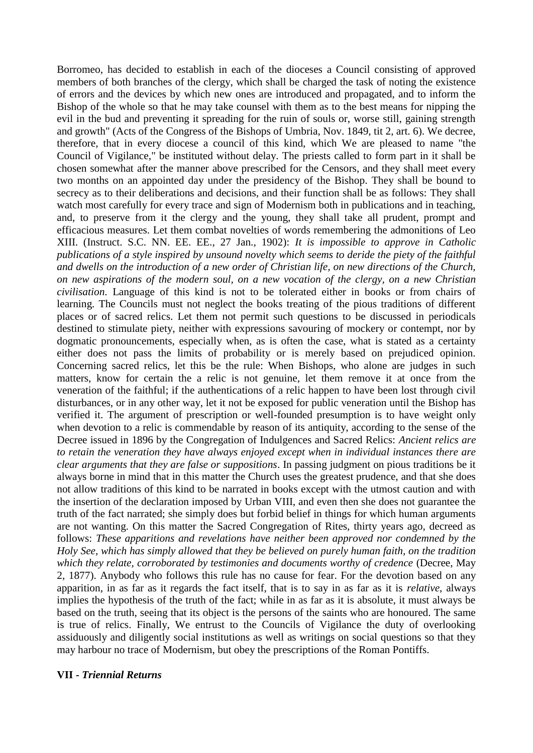Borromeo, has decided to establish in each of the dioceses a Council consisting of approved members of both branches of the clergy, which shall be charged the task of noting the existence of errors and the devices by which new ones are introduced and propagated, and to inform the Bishop of the whole so that he may take counsel with them as to the best means for nipping the evil in the bud and preventing it spreading for the ruin of souls or, worse still, gaining strength and growth" (Acts of the Congress of the Bishops of Umbria, Nov. 1849, tit 2, art. 6). We decree, therefore, that in every diocese a council of this kind, which We are pleased to name "the Council of Vigilance," be instituted without delay. The priests called to form part in it shall be chosen somewhat after the manner above prescribed for the Censors, and they shall meet every two months on an appointed day under the presidency of the Bishop. They shall be bound to secrecy as to their deliberations and decisions, and their function shall be as follows: They shall watch most carefully for every trace and sign of Modernism both in publications and in teaching, and, to preserve from it the clergy and the young, they shall take all prudent, prompt and efficacious measures. Let them combat novelties of words remembering the admonitions of Leo XIII. (Instruct. S.C. NN. EE. EE., 27 Jan., 1902): *It is impossible to approve in Catholic publications of a style inspired by unsound novelty which seems to deride the piety of the faithful and dwells on the introduction of a new order of Christian life, on new directions of the Church, on new aspirations of the modern soul, on a new vocation of the clergy, on a new Christian civilisation.* Language of this kind is not to be tolerated either in books or from chairs of learning. The Councils must not neglect the books treating of the pious traditions of different places or of sacred relics. Let them not permit such questions to be discussed in periodicals destined to stimulate piety, neither with expressions savouring of mockery or contempt, nor by dogmatic pronouncements, especially when, as is often the case, what is stated as a certainty either does not pass the limits of probability or is merely based on prejudiced opinion. Concerning sacred relics, let this be the rule: When Bishops, who alone are judges in such matters, know for certain the a relic is not genuine, let them remove it at once from the veneration of the faithful; if the authentications of a relic happen to have been lost through civil disturbances, or in any other way, let it not be exposed for public veneration until the Bishop has verified it. The argument of prescription or well-founded presumption is to have weight only when devotion to a relic is commendable by reason of its antiquity, according to the sense of the Decree issued in 1896 by the Congregation of Indulgences and Sacred Relics: *Ancient relics are to retain the veneration they have always enjoyed except when in individual instances there are clear arguments that they are false or suppositions*. In passing judgment on pious traditions be it always borne in mind that in this matter the Church uses the greatest prudence, and that she does not allow traditions of this kind to be narrated in books except with the utmost caution and with the insertion of the declaration imposed by Urban VIII, and even then she does not guarantee the truth of the fact narrated; she simply does but forbid belief in things for which human arguments are not wanting. On this matter the Sacred Congregation of Rites, thirty years ago, decreed as follows: *These apparitions and revelations have neither been approved nor condemned by the Holy See, which has simply allowed that they be believed on purely human faith, on the tradition which they relate, corroborated by testimonies and documents worthy of credence* (Decree, May 2, 1877). Anybody who follows this rule has no cause for fear. For the devotion based on any apparition, in as far as it regards the fact itself, that is to say in as far as it is *relative*, always implies the hypothesis of the truth of the fact; while in as far as it is absolute, it must always be based on the truth, seeing that its object is the persons of the saints who are honoured. The same is true of relics. Finally, We entrust to the Councils of Vigilance the duty of overlooking assiduously and diligently social institutions as well as writings on social questions so that they may harbour no trace of Modernism, but obey the prescriptions of the Roman Pontiffs.

### VII - *Triennial Returns*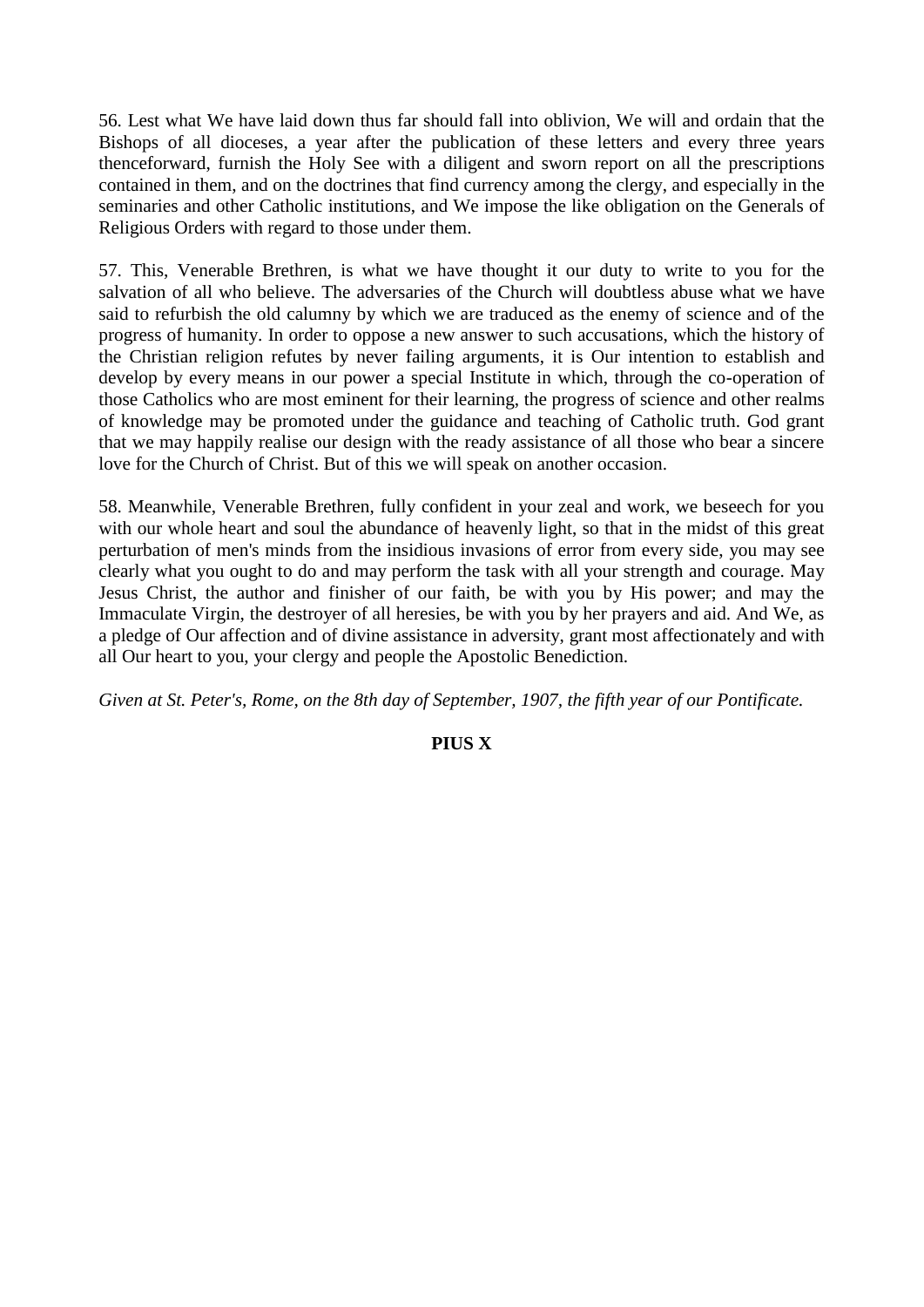56. Lest what We have laid down thus far should fall into oblivion, We will and ordain that the Bishops of all dioceses, a year after the publication of these letters and every three years thenceforward, furnish the Holy See with a diligent and sworn report on all the prescriptions contained in them, and on the doctrines that find currency among the clergy, and especially in the seminaries and other Catholic institutions, and We impose the like obligation on the Generals of Religious Orders with regard to those under them.

57. This, Venerable Brethren, is what we have thought it our duty to write to you for the salvation of all who believe. The adversaries of the Church will doubtless abuse what we have said to refurbish the old calumny by which we are traduced as the enemy of science and of the progress of humanity. In order to oppose a new answer to such accusations, which the history of the Christian religion refutes by never failing arguments, it is Our intention to establish and develop by every means in our power a special Institute in which, through the co-operation of those Catholics who are most eminent for their learning, the progress of science and other realms of knowledge may be promoted under the guidance and teaching of Catholic truth. God grant that we may happily realise our design with the ready assistance of all those who bear a sincere love for the Church of Christ. But of this we will speak on another occasion.

58. Meanwhile, Venerable Brethren, fully confident in your zeal and work, we beseech for you with our whole heart and soul the abundance of heavenly light, so that in the midst of this great perturbation of men's minds from the insidious invasions of error from every side, you may see clearly what you ought to do and may perform the task with all your strength and courage. May Jesus Christ, the author and finisher of our faith, be with you by His power; and may the Immaculate Virgin, the destroyer of all heresies, be with you by her prayers and aid. And We, as a pledge of Our affection and of divine assistance in adversity, grant most affectionately and with all Our heart to you, your clergy and people the Apostolic Benediction.

*Given at St. Peter's, Rome, on the 8th day of September, 1907, the fifth year of our Pontificate.*

**PIUS X**